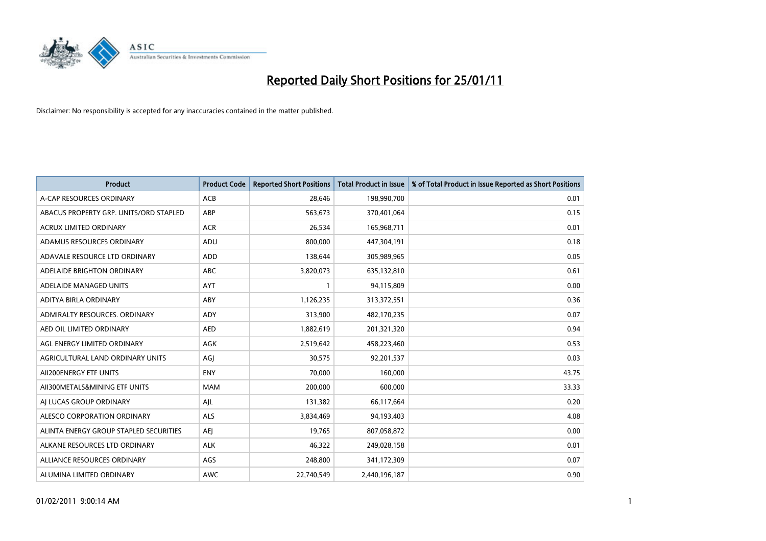# Reported Daily Short Positions for 25/01/11

Disclaimer: No responsibility is accepted for any inaccuracies contained in the matter published.

| Product | Product Code | Reported Short Positions | Total Product in Issue | % of Total Product in Issue Reported as Short Positions |
|---|---|---|---|---|
| A-CAP RESOURCES ORDINARY | ACB | 28,646 | 198,990,700 | 0.01 |
| ABACUS PROPERTY GRP. UNITS/ORD STAPLED | ABP | 563,673 | 370,401,064 | 0.15 |
| ACRUX LIMITED ORDINARY | ACR | 26,534 | 165,968,711 | 0.01 |
| ADAMUS RESOURCES ORDINARY | ADU | 800,000 | 447,304,191 | 0.18 |
| ADAVALE RESOURCE LTD ORDINARY | ADD | 138,644 | 305,989,965 | 0.05 |
| ADELAIDE BRIGHTON ORDINARY | ABC | 3,820,073 | 635,132,810 | 0.61 |
| ADELAIDE MANAGED UNITS | AYT | 1 | 94,115,809 | 0.00 |
| ADITYA BIRLA ORDINARY | ABY | 1,126,235 | 313,372,551 | 0.36 |
| ADMIRALTY RESOURCES. ORDINARY | ADY | 313,900 | 482,170,235 | 0.07 |
| AED OIL LIMITED ORDINARY | AED | 1,882,619 | 201,321,320 | 0.94 |
| AGL ENERGY LIMITED ORDINARY | AGK | 2,519,642 | 458,223,460 | 0.53 |
| AGRICULTURAL LAND ORDINARY UNITS | AGJ | 30,575 | 92,201,537 | 0.03 |
| AII200ENERGY ETF UNITS | ENY | 70,000 | 160,000 | 43.75 |
| AII300METALS&MINING ETF UNITS | MAM | 200,000 | 600,000 | 33.33 |
| AJ LUCAS GROUP ORDINARY | AJL | 131,382 | 66,117,664 | 0.20 |
| ALESCO CORPORATION ORDINARY | ALS | 3,834,469 | 94,193,403 | 4.08 |
| ALINTA ENERGY GROUP STAPLED SECURITIES | AEJ | 19,765 | 807,058,872 | 0.00 |
| ALKANE RESOURCES LTD ORDINARY | ALK | 46,322 | 249,028,158 | 0.01 |
| ALLIANCE RESOURCES ORDINARY | AGS | 248,800 | 341,172,309 | 0.07 |
| ALUMINA LIMITED ORDINARY | AWC | 22,740,549 | 2,440,196,187 | 0.90 |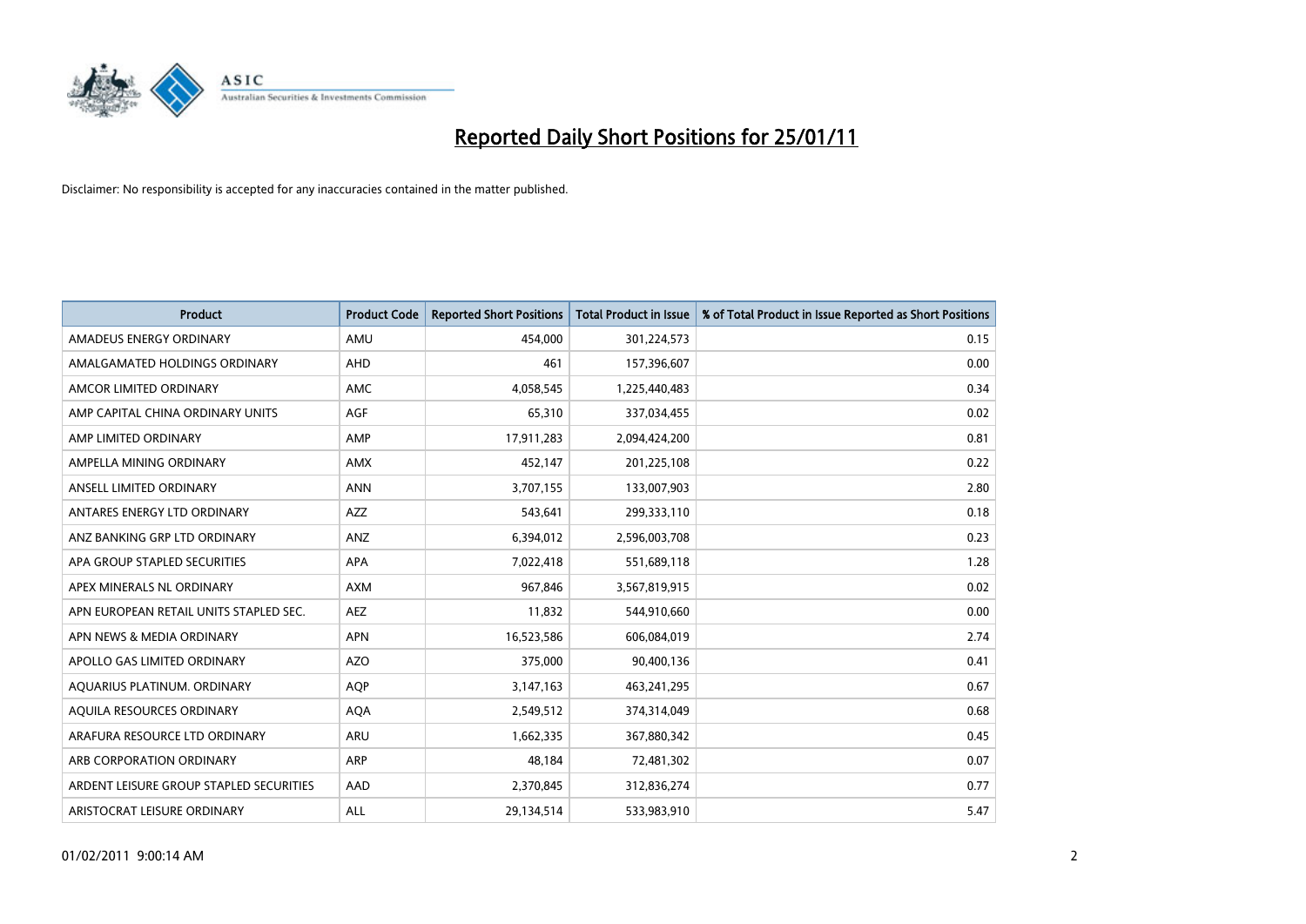# Reported Daily Short Positions for 25/01/11

Disclaimer: No responsibility is accepted for any inaccuracies contained in the matter published.

| Product | Product Code | Reported Short Positions | Total Product in Issue | % of Total Product in Issue Reported as Short Positions |
|---|---|---|---|---|
| AMADEUS ENERGY ORDINARY | AMU | 454,000 | 301,224,573 | 0.15 |
| AMALGAMATED HOLDINGS ORDINARY | AHD | 461 | 157,396,607 | 0.00 |
| AMCOR LIMITED ORDINARY | AMC | 4,058,545 | 1,225,440,483 | 0.34 |
| AMP CAPITAL CHINA ORDINARY UNITS | AGF | 65,310 | 337,034,455 | 0.02 |
| AMP LIMITED ORDINARY | AMP | 17,911,283 | 2,094,424,200 | 0.81 |
| AMPELLA MINING ORDINARY | AMX | 452,147 | 201,225,108 | 0.22 |
| ANSELL LIMITED ORDINARY | ANN | 3,707,155 | 133,007,903 | 2.80 |
| ANTARES ENERGY LTD ORDINARY | AZZ | 543,641 | 299,333,110 | 0.18 |
| ANZ BANKING GRP LTD ORDINARY | ANZ | 6,394,012 | 2,596,003,708 | 0.23 |
| APA GROUP STAPLED SECURITIES | APA | 7,022,418 | 551,689,118 | 1.28 |
| APEX MINERALS NL ORDINARY | AXM | 967,846 | 3,567,819,915 | 0.02 |
| APN EUROPEAN RETAIL UNITS STAPLED SEC. | AEZ | 11,832 | 544,910,660 | 0.00 |
| APN NEWS & MEDIA ORDINARY | APN | 16,523,586 | 606,084,019 | 2.74 |
| APOLLO GAS LIMITED ORDINARY | AZO | 375,000 | 90,400,136 | 0.41 |
| AQUARIUS PLATINUM. ORDINARY | AQP | 3,147,163 | 463,241,295 | 0.67 |
| AQUILA RESOURCES ORDINARY | AQA | 2,549,512 | 374,314,049 | 0.68 |
| ARAFURA RESOURCE LTD ORDINARY | ARU | 1,662,335 | 367,880,342 | 0.45 |
| ARB CORPORATION ORDINARY | ARP | 48,184 | 72,481,302 | 0.07 |
| ARDENT LEISURE GROUP STAPLED SECURITIES | AAD | 2,370,845 | 312,836,274 | 0.77 |
| ARISTOCRAT LEISURE ORDINARY | ALL | 29,134,514 | 533,983,910 | 5.47 |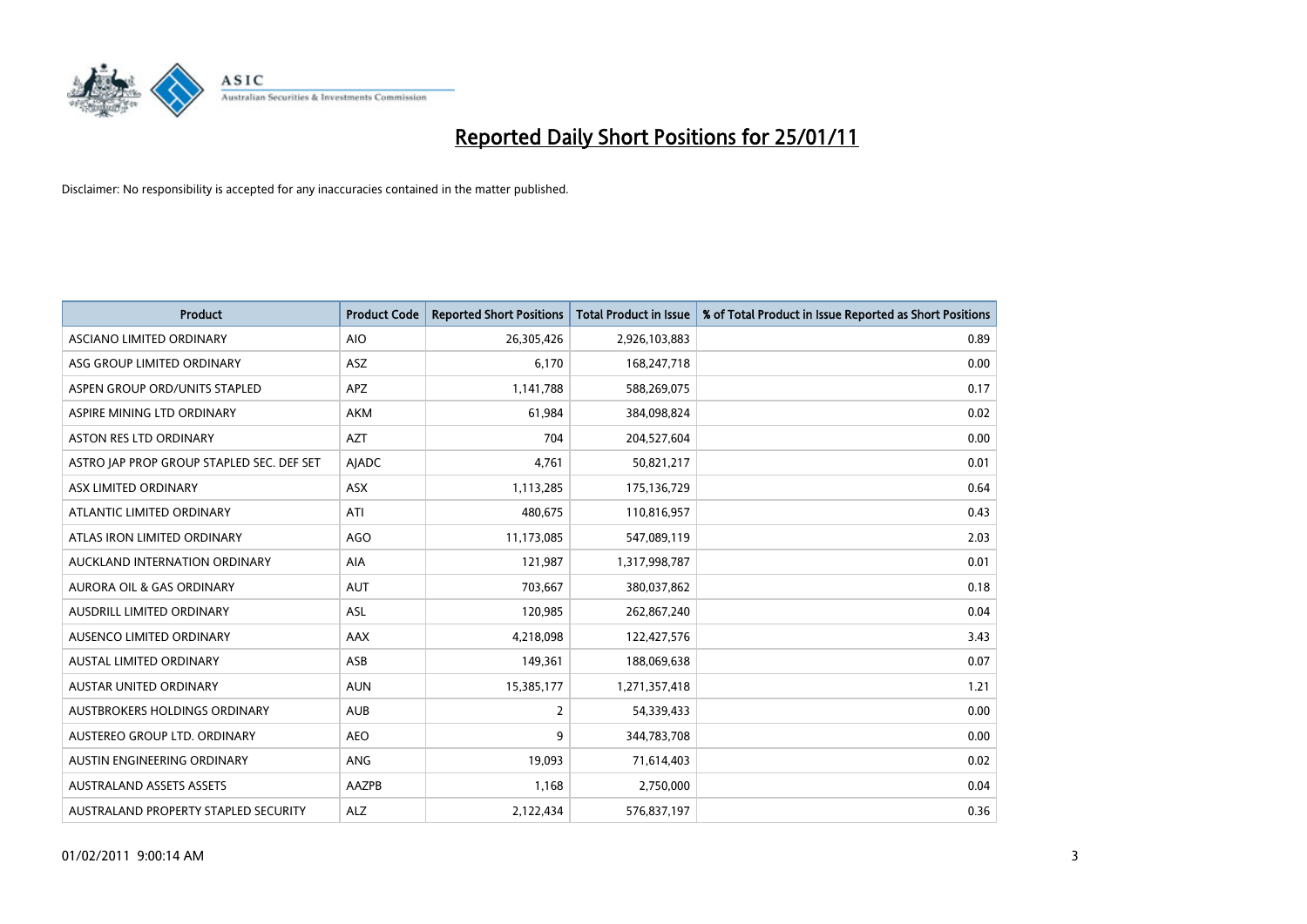# Reported Daily Short Positions for 25/01/11

Disclaimer: No responsibility is accepted for any inaccuracies contained in the matter published.

| Product | Product Code | Reported Short Positions | Total Product in Issue | % of Total Product in Issue Reported as Short Positions |
|---|---|---|---|---|
| ASCIANO LIMITED ORDINARY | AIO | 26,305,426 | 2,926,103,883 | 0.89 |
| ASG GROUP LIMITED ORDINARY | ASZ | 6,170 | 168,247,718 | 0.00 |
| ASPEN GROUP ORD/UNITS STAPLED | APZ | 1,141,788 | 588,269,075 | 0.17 |
| ASPIRE MINING LTD ORDINARY | AKM | 61,984 | 384,098,824 | 0.02 |
| ASTON RES LTD ORDINARY | AZT | 704 | 204,527,604 | 0.00 |
| ASTRO JAP PROP GROUP STAPLED SEC. DEF SET | AJADC | 4,761 | 50,821,217 | 0.01 |
| ASX LIMITED ORDINARY | ASX | 1,113,285 | 175,136,729 | 0.64 |
| ATLANTIC LIMITED ORDINARY | ATI | 480,675 | 110,816,957 | 0.43 |
| ATLAS IRON LIMITED ORDINARY | AGO | 11,173,085 | 547,089,119 | 2.03 |
| AUCKLAND INTERNATION ORDINARY | AIA | 121,987 | 1,317,998,787 | 0.01 |
| AURORA OIL & GAS ORDINARY | AUT | 703,667 | 380,037,862 | 0.18 |
| AUSDRILL LIMITED ORDINARY | ASL | 120,985 | 262,867,240 | 0.04 |
| AUSENCO LIMITED ORDINARY | AAX | 4,218,098 | 122,427,576 | 3.43 |
| AUSTAL LIMITED ORDINARY | ASB | 149,361 | 188,069,638 | 0.07 |
| AUSTAR UNITED ORDINARY | AUN | 15,385,177 | 1,271,357,418 | 1.21 |
| AUSTBROKERS HOLDINGS ORDINARY | AUB | 2 | 54,339,433 | 0.00 |
| AUSTEREO GROUP LTD. ORDINARY | AEO | 9 | 344,783,708 | 0.00 |
| AUSTIN ENGINEERING ORDINARY | ANG | 19,093 | 71,614,403 | 0.02 |
| AUSTRALAND ASSETS ASSETS | AAZPB | 1,168 | 2,750,000 | 0.04 |
| AUSTRALAND PROPERTY STAPLED SECURITY | ALZ | 2,122,434 | 576,837,197 | 0.36 |

01/02/2011 9:00:14 AM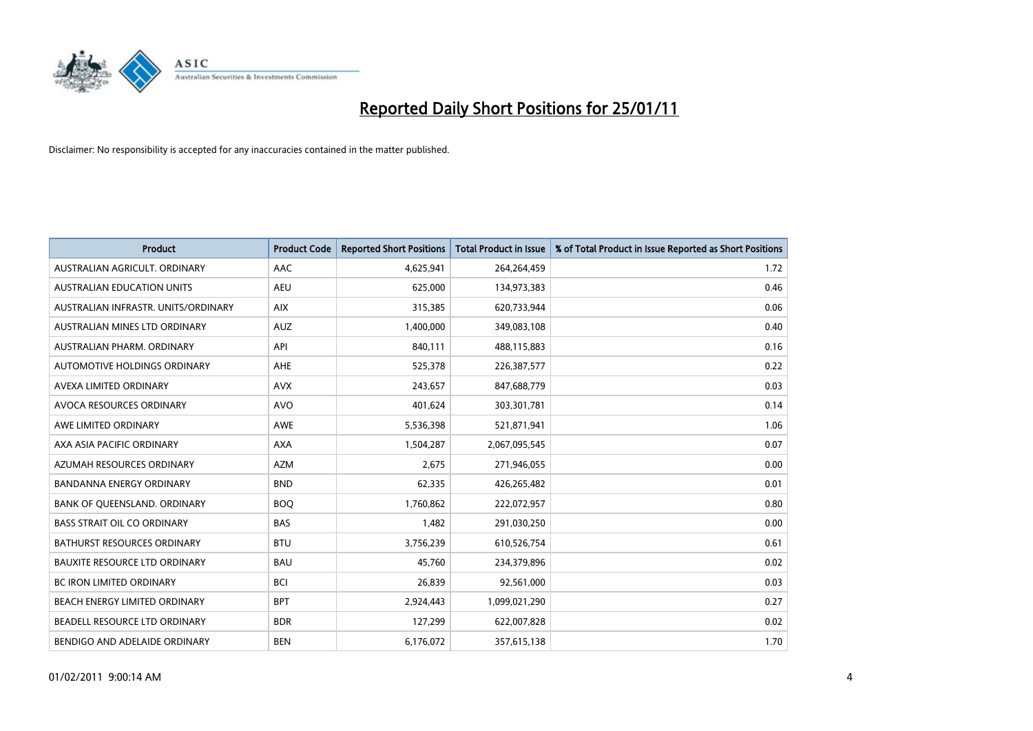# Reported Daily Short Positions for 25/01/11

Disclaimer: No responsibility is accepted for any inaccuracies contained in the matter published.

| Product | Product Code | Reported Short Positions | Total Product in Issue | % of Total Product in Issue Reported as Short Positions |
|---|---|---|---|---|
| AUSTRALIAN AGRICULT. ORDINARY | AAC | 4,625,941 | 264,264,459 | 1.72 |
| AUSTRALIAN EDUCATION UNITS | AEU | 625,000 | 134,973,383 | 0.46 |
| AUSTRALIAN INFRASTR. UNITS/ORDINARY | AIX | 315,385 | 620,733,944 | 0.06 |
| AUSTRALIAN MINES LTD ORDINARY | AUZ | 1,400,000 | 349,083,108 | 0.40 |
| AUSTRALIAN PHARM. ORDINARY | API | 840,111 | 488,115,883 | 0.16 |
| AUTOMOTIVE HOLDINGS ORDINARY | AHE | 525,378 | 226,387,577 | 0.22 |
| AVEXA LIMITED ORDINARY | AVX | 243,657 | 847,688,779 | 0.03 |
| AVOCA RESOURCES ORDINARY | AVO | 401,624 | 303,301,781 | 0.14 |
| AWE LIMITED ORDINARY | AWE | 5,536,398 | 521,871,941 | 1.06 |
| AXA ASIA PACIFIC ORDINARY | AXA | 1,504,287 | 2,067,095,545 | 0.07 |
| AZUMAH RESOURCES ORDINARY | AZM | 2,675 | 271,946,055 | 0.00 |
| BANDANNA ENERGY ORDINARY | BND | 62,335 | 426,265,482 | 0.01 |
| BANK OF QUEENSLAND. ORDINARY | BOQ | 1,760,862 | 222,072,957 | 0.80 |
| BASS STRAIT OIL CO ORDINARY | BAS | 1,482 | 291,030,250 | 0.00 |
| BATHURST RESOURCES ORDINARY | BTU | 3,756,239 | 610,526,754 | 0.61 |
| BAUXITE RESOURCE LTD ORDINARY | BAU | 45,760 | 234,379,896 | 0.02 |
| BC IRON LIMITED ORDINARY | BCI | 26,839 | 92,561,000 | 0.03 |
| BEACH ENERGY LIMITED ORDINARY | BPT | 2,924,443 | 1,099,021,290 | 0.27 |
| BEADELL RESOURCE LTD ORDINARY | BDR | 127,299 | 622,007,828 | 0.02 |
| BENDIGO AND ADELAIDE ORDINARY | BEN | 6,176,072 | 357,615,138 | 1.70 |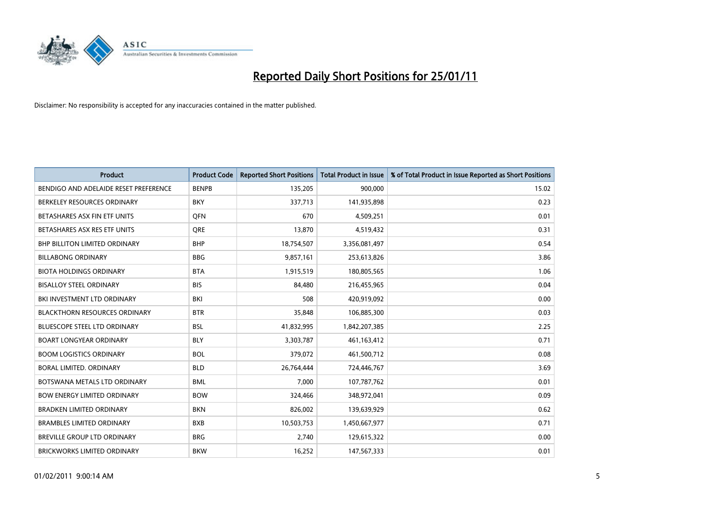# Reported Daily Short Positions for 25/01/11

Disclaimer: No responsibility is accepted for any inaccuracies contained in the matter published.

| Product | Product Code | Reported Short Positions | Total Product in Issue | % of Total Product in Issue Reported as Short Positions |
|---|---|---|---|---|
| BENDIGO AND ADELAIDE RESET PREFERENCE | BENPB | 135,205 | 900,000 | 15.02 |
| BERKELEY RESOURCES ORDINARY | BKY | 337,713 | 141,935,898 | 0.23 |
| BETASHARES ASX FIN ETF UNITS | QFN | 670 | 4,509,251 | 0.01 |
| BETASHARES ASX RES ETF UNITS | QRE | 13,870 | 4,519,432 | 0.31 |
| BHP BILLITON LIMITED ORDINARY | BHP | 18,754,507 | 3,356,081,497 | 0.54 |
| BILLABONG ORDINARY | BBG | 9,857,161 | 253,613,826 | 3.86 |
| BIOTA HOLDINGS ORDINARY | BTA | 1,915,519 | 180,805,565 | 1.06 |
| BISALLOY STEEL ORDINARY | BIS | 84,480 | 216,455,965 | 0.04 |
| BKI INVESTMENT LTD ORDINARY | BKI | 508 | 420,919,092 | 0.00 |
| BLACKTHORN RESOURCES ORDINARY | BTR | 35,848 | 106,885,300 | 0.03 |
| BLUESCOPE STEEL LTD ORDINARY | BSL | 41,832,995 | 1,842,207,385 | 2.25 |
| BOART LONGYEAR ORDINARY | BLY | 3,303,787 | 461,163,412 | 0.71 |
| BOOM LOGISTICS ORDINARY | BOL | 379,072 | 461,500,712 | 0.08 |
| BORAL LIMITED. ORDINARY | BLD | 26,764,444 | 724,446,767 | 3.69 |
| BOTSWANA METALS LTD ORDINARY | BML | 7,000 | 107,787,762 | 0.01 |
| BOW ENERGY LIMITED ORDINARY | BOW | 324,466 | 348,972,041 | 0.09 |
| BRADKEN LIMITED ORDINARY | BKN | 826,002 | 139,639,929 | 0.62 |
| BRAMBLES LIMITED ORDINARY | BXB | 10,503,753 | 1,450,667,977 | 0.71 |
| BREVILLE GROUP LTD ORDINARY | BRG | 2,740 | 129,615,322 | 0.00 |
| BRICKWORKS LIMITED ORDINARY | BKW | 16,252 | 147,567,333 | 0.01 |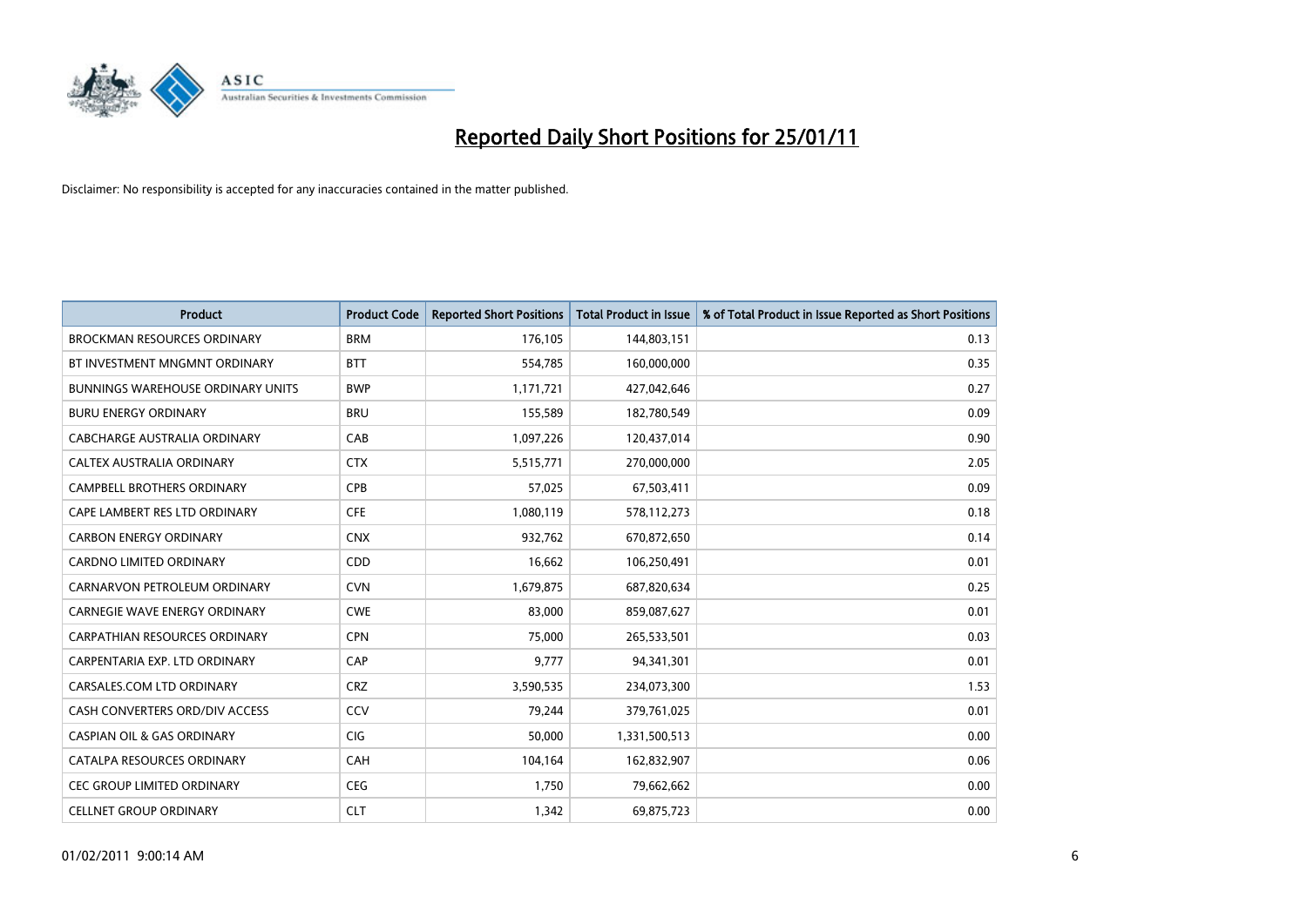# Reported Daily Short Positions for 25/01/11

Disclaimer: No responsibility is accepted for any inaccuracies contained in the matter published.

| Product | Product Code | Reported Short Positions | Total Product in Issue | % of Total Product in Issue Reported as Short Positions |
|---|---|---|---|---|
| BROCKMAN RESOURCES ORDINARY | BRM | 176,105 | 144,803,151 | 0.13 |
| BT INVESTMENT MNGMNT ORDINARY | BTT | 554,785 | 160,000,000 | 0.35 |
| BUNNINGS WAREHOUSE ORDINARY UNITS | BWP | 1,171,721 | 427,042,646 | 0.27 |
| BURU ENERGY ORDINARY | BRU | 155,589 | 182,780,549 | 0.09 |
| CABCHARGE AUSTRALIA ORDINARY | CAB | 1,097,226 | 120,437,014 | 0.90 |
| CALTEX AUSTRALIA ORDINARY | CTX | 5,515,771 | 270,000,000 | 2.05 |
| CAMPBELL BROTHERS ORDINARY | CPB | 57,025 | 67,503,411 | 0.09 |
| CAPE LAMBERT RES LTD ORDINARY | CFE | 1,080,119 | 578,112,273 | 0.18 |
| CARBON ENERGY ORDINARY | CNX | 932,762 | 670,872,650 | 0.14 |
| CARDNO LIMITED ORDINARY | CDD | 16,662 | 106,250,491 | 0.01 |
| CARNARVON PETROLEUM ORDINARY | CVN | 1,679,875 | 687,820,634 | 0.25 |
| CARNEGIE WAVE ENERGY ORDINARY | CWE | 83,000 | 859,087,627 | 0.01 |
| CARPATHIAN RESOURCES ORDINARY | CPN | 75,000 | 265,533,501 | 0.03 |
| CARPENTARIA EXP. LTD ORDINARY | CAP | 9,777 | 94,341,301 | 0.01 |
| CARSALES.COM LTD ORDINARY | CRZ | 3,590,535 | 234,073,300 | 1.53 |
| CASH CONVERTERS ORD/DIV ACCESS | CCV | 79,244 | 379,761,025 | 0.01 |
| CASPIAN OIL & GAS ORDINARY | CIG | 50,000 | 1,331,500,513 | 0.00 |
| CATALPA RESOURCES ORDINARY | CAH | 104,164 | 162,832,907 | 0.06 |
| CEC GROUP LIMITED ORDINARY | CEG | 1,750 | 79,662,662 | 0.00 |
| CELLNET GROUP ORDINARY | CLT | 1,342 | 69,875,723 | 0.00 |

01/02/2011 9:00:14 AM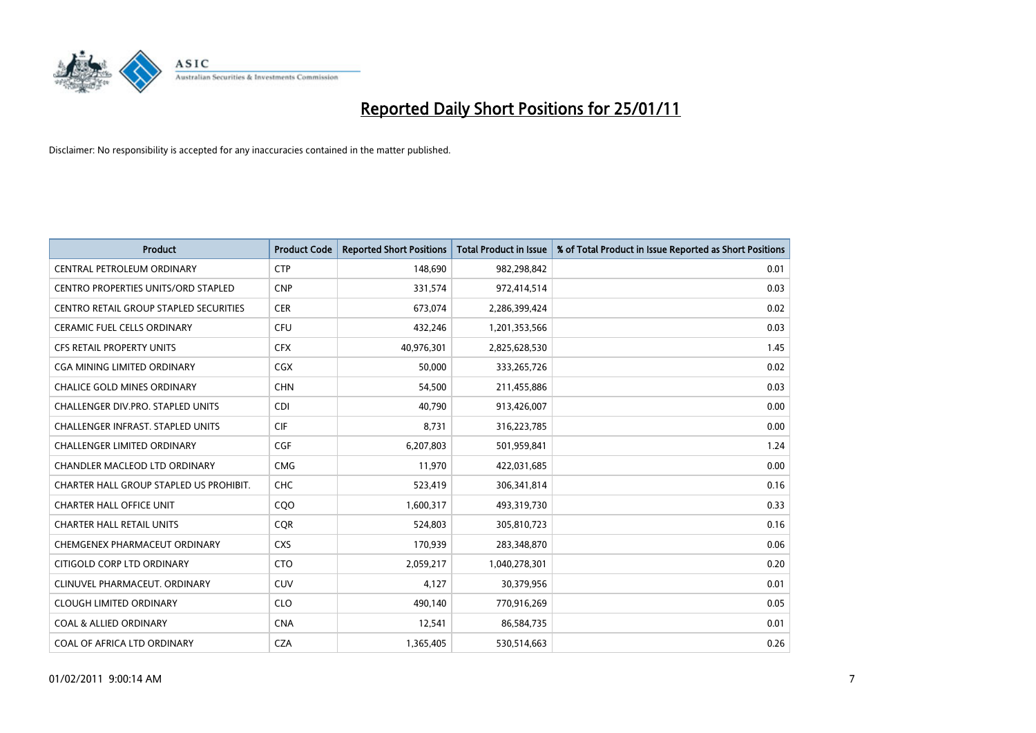# Reported Daily Short Positions for 25/01/11

Disclaimer: No responsibility is accepted for any inaccuracies contained in the matter published.

| Product | Product Code | Reported Short Positions | Total Product in Issue | % of Total Product in Issue Reported as Short Positions |
|---|---|---|---|---|
| CENTRAL PETROLEUM ORDINARY | CTP | 148,690 | 982,298,842 | 0.01 |
| CENTRO PROPERTIES UNITS/ORD STAPLED | CNP | 331,574 | 972,414,514 | 0.03 |
| CENTRO RETAIL GROUP STAPLED SECURITIES | CER | 673,074 | 2,286,399,424 | 0.02 |
| CERAMIC FUEL CELLS ORDINARY | CFU | 432,246 | 1,201,353,566 | 0.03 |
| CFS RETAIL PROPERTY UNITS | CFX | 40,976,301 | 2,825,628,530 | 1.45 |
| CGA MINING LIMITED ORDINARY | CGX | 50,000 | 333,265,726 | 0.02 |
| CHALICE GOLD MINES ORDINARY | CHN | 54,500 | 211,455,886 | 0.03 |
| CHALLENGER DIV.PRO. STAPLED UNITS | CDI | 40,790 | 913,426,007 | 0.00 |
| CHALLENGER INFRAST. STAPLED UNITS | CIF | 8,731 | 316,223,785 | 0.00 |
| CHALLENGER LIMITED ORDINARY | CGF | 6,207,803 | 501,959,841 | 1.24 |
| CHANDLER MACLEOD LTD ORDINARY | CMG | 11,970 | 422,031,685 | 0.00 |
| CHARTER HALL GROUP STAPLED US PROHIBIT. | CHC | 523,419 | 306,341,814 | 0.16 |
| CHARTER HALL OFFICE UNIT | CQO | 1,600,317 | 493,319,730 | 0.33 |
| CHARTER HALL RETAIL UNITS | CQR | 524,803 | 305,810,723 | 0.16 |
| CHEMGENEX PHARMACEUT ORDINARY | CXS | 170,939 | 283,348,870 | 0.06 |
| CITIGOLD CORP LTD ORDINARY | CTO | 2,059,217 | 1,040,278,301 | 0.20 |
| CLINUVEL PHARMACEUT. ORDINARY | CUV | 4,127 | 30,379,956 | 0.01 |
| CLOUGH LIMITED ORDINARY | CLO | 490,140 | 770,916,269 | 0.05 |
| COAL & ALLIED ORDINARY | CNA | 12,541 | 86,584,735 | 0.01 |
| COAL OF AFRICA LTD ORDINARY | CZA | 1,365,405 | 530,514,663 | 0.26 |

01/02/2011 9:00:14 AM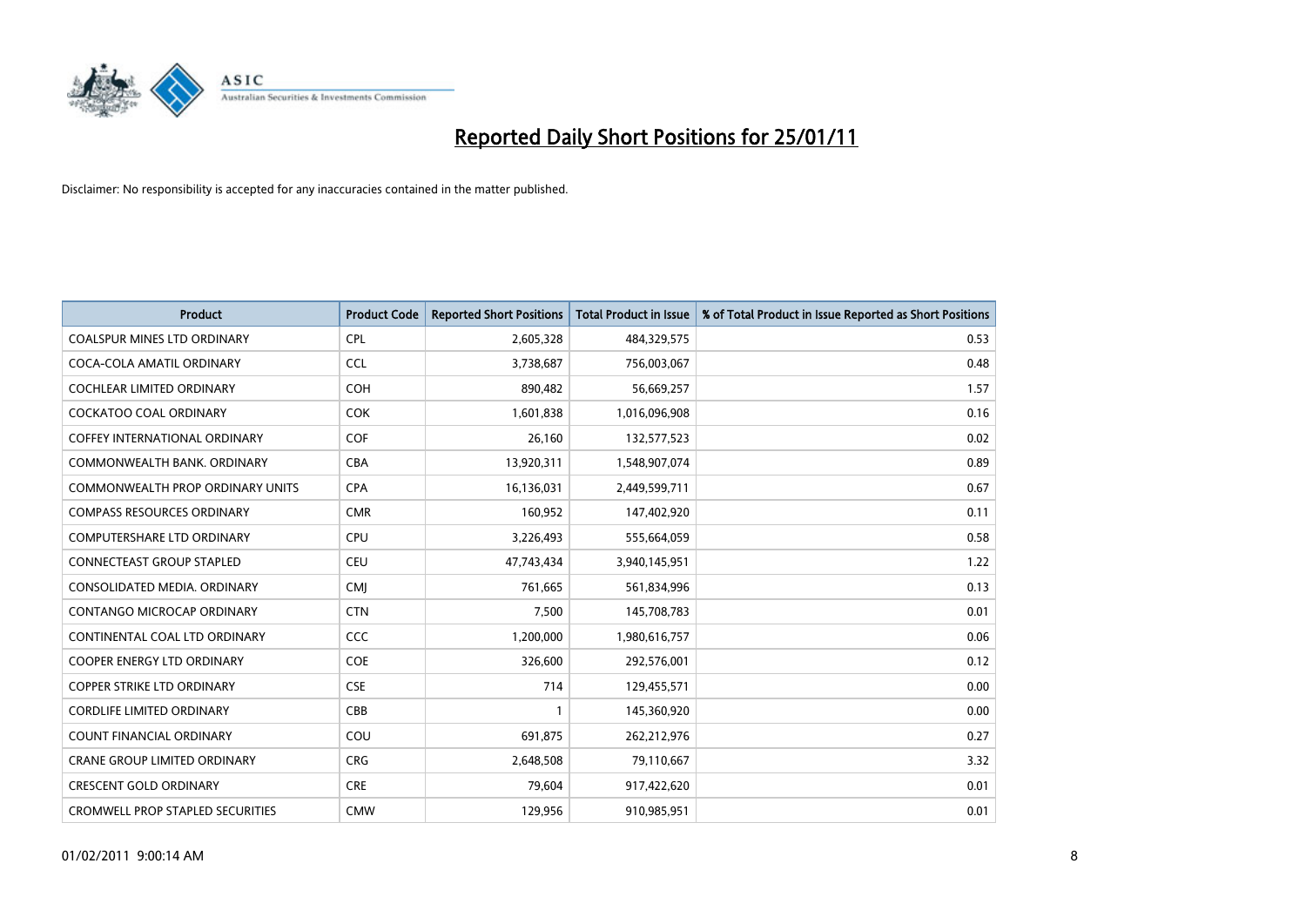# Reported Daily Short Positions for 25/01/11

Disclaimer: No responsibility is accepted for any inaccuracies contained in the matter published.

| Product | Product Code | Reported Short Positions | Total Product in Issue | % of Total Product in Issue Reported as Short Positions |
|---|---|---|---|---|
| COALSPUR MINES LTD ORDINARY | CPL | 2,605,328 | 484,329,575 | 0.53 |
| COCA-COLA AMATIL ORDINARY | CCL | 3,738,687 | 756,003,067 | 0.48 |
| COCHLEAR LIMITED ORDINARY | COH | 890,482 | 56,669,257 | 1.57 |
| COCKATOO COAL ORDINARY | COK | 1,601,838 | 1,016,096,908 | 0.16 |
| COFFEY INTERNATIONAL ORDINARY | COF | 26,160 | 132,577,523 | 0.02 |
| COMMONWEALTH BANK. ORDINARY | CBA | 13,920,311 | 1,548,907,074 | 0.89 |
| COMMONWEALTH PROP ORDINARY UNITS | CPA | 16,136,031 | 2,449,599,711 | 0.67 |
| COMPASS RESOURCES ORDINARY | CMR | 160,952 | 147,402,920 | 0.11 |
| COMPUTERSHARE LTD ORDINARY | CPU | 3,226,493 | 555,664,059 | 0.58 |
| CONNECTEAST GROUP STAPLED | CEU | 47,743,434 | 3,940,145,951 | 1.22 |
| CONSOLIDATED MEDIA. ORDINARY | CMJ | 761,665 | 561,834,996 | 0.13 |
| CONTANGO MICROCAP ORDINARY | CTN | 7,500 | 145,708,783 | 0.01 |
| CONTINENTAL COAL LTD ORDINARY | CCC | 1,200,000 | 1,980,616,757 | 0.06 |
| COOPER ENERGY LTD ORDINARY | COE | 326,600 | 292,576,001 | 0.12 |
| COPPER STRIKE LTD ORDINARY | CSE | 714 | 129,455,571 | 0.00 |
| CORDLIFE LIMITED ORDINARY | CBB | 1 | 145,360,920 | 0.00 |
| COUNT FINANCIAL ORDINARY | COU | 691,875 | 262,212,976 | 0.27 |
| CRANE GROUP LIMITED ORDINARY | CRG | 2,648,508 | 79,110,667 | 3.32 |
| CRESCENT GOLD ORDINARY | CRE | 79,604 | 917,422,620 | 0.01 |
| CROMWELL PROP STAPLED SECURITIES | CMW | 129,956 | 910,985,951 | 0.01 |

01/02/2011 9:00:14 AM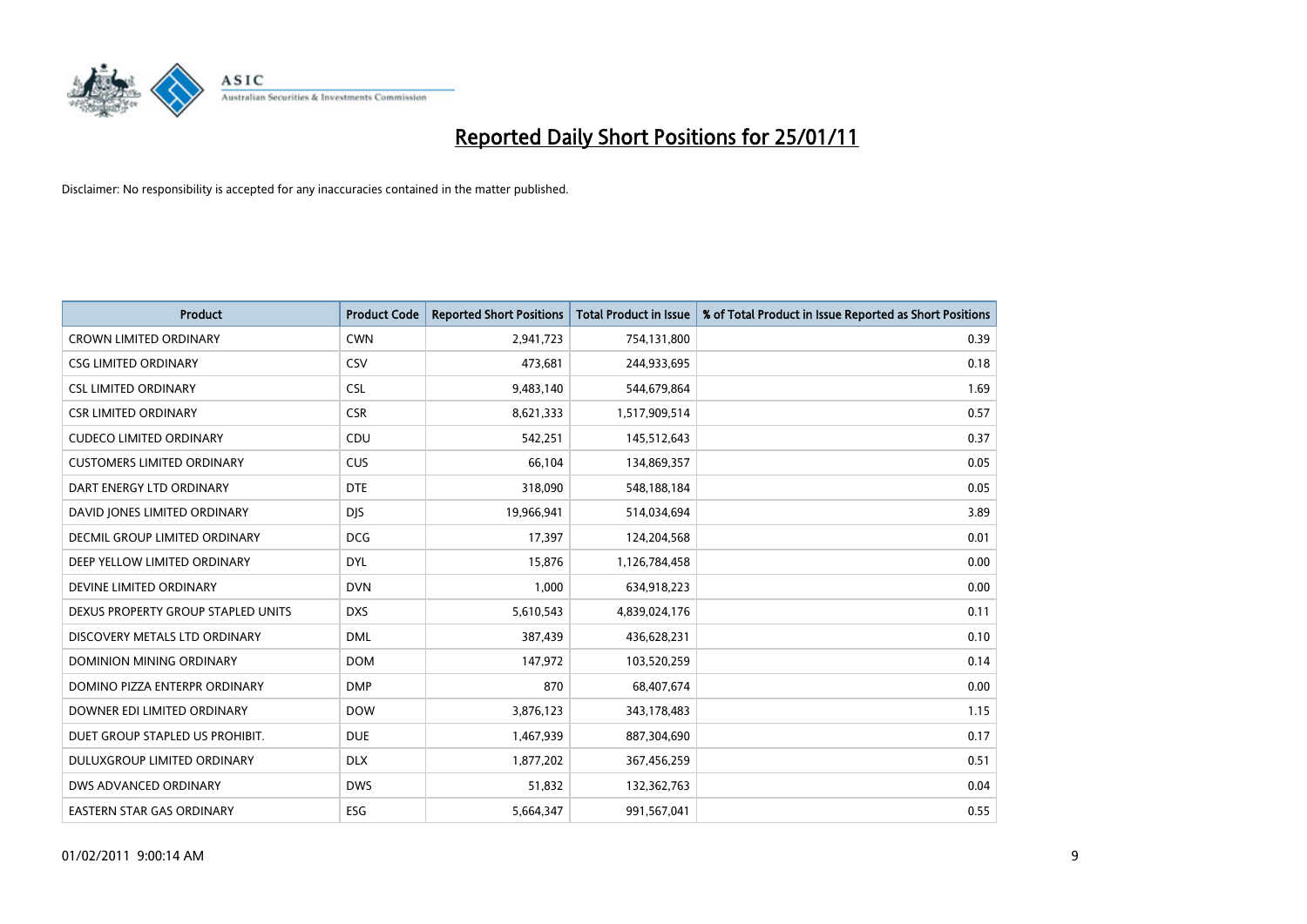# Reported Daily Short Positions for 25/01/11

Disclaimer: No responsibility is accepted for any inaccuracies contained in the matter published.

| Product | Product Code | Reported Short Positions | Total Product in Issue | % of Total Product in Issue Reported as Short Positions |
|---|---|---|---|---|
| CROWN LIMITED ORDINARY | CWN | 2,941,723 | 754,131,800 | 0.39 |
| CSG LIMITED ORDINARY | CSV | 473,681 | 244,933,695 | 0.18 |
| CSL LIMITED ORDINARY | CSL | 9,483,140 | 544,679,864 | 1.69 |
| CSR LIMITED ORDINARY | CSR | 8,621,333 | 1,517,909,514 | 0.57 |
| CUDECO LIMITED ORDINARY | CDU | 542,251 | 145,512,643 | 0.37 |
| CUSTOMERS LIMITED ORDINARY | CUS | 66,104 | 134,869,357 | 0.05 |
| DART ENERGY LTD ORDINARY | DTE | 318,090 | 548,188,184 | 0.05 |
| DAVID JONES LIMITED ORDINARY | DJS | 19,966,941 | 514,034,694 | 3.89 |
| DECMIL GROUP LIMITED ORDINARY | DCG | 17,397 | 124,204,568 | 0.01 |
| DEEP YELLOW LIMITED ORDINARY | DYL | 15,876 | 1,126,784,458 | 0.00 |
| DEVINE LIMITED ORDINARY | DVN | 1,000 | 634,918,223 | 0.00 |
| DEXUS PROPERTY GROUP STAPLED UNITS | DXS | 5,610,543 | 4,839,024,176 | 0.11 |
| DISCOVERY METALS LTD ORDINARY | DML | 387,439 | 436,628,231 | 0.10 |
| DOMINION MINING ORDINARY | DOM | 147,972 | 103,520,259 | 0.14 |
| DOMINO PIZZA ENTERPR ORDINARY | DMP | 870 | 68,407,674 | 0.00 |
| DOWNER EDI LIMITED ORDINARY | DOW | 3,876,123 | 343,178,483 | 1.15 |
| DUET GROUP STAPLED US PROHIBIT. | DUE | 1,467,939 | 887,304,690 | 0.17 |
| DULUXGROUP LIMITED ORDINARY | DLX | 1,877,202 | 367,456,259 | 0.51 |
| DWS ADVANCED ORDINARY | DWS | 51,832 | 132,362,763 | 0.04 |
| EASTERN STAR GAS ORDINARY | ESG | 5,664,347 | 991,567,041 | 0.55 |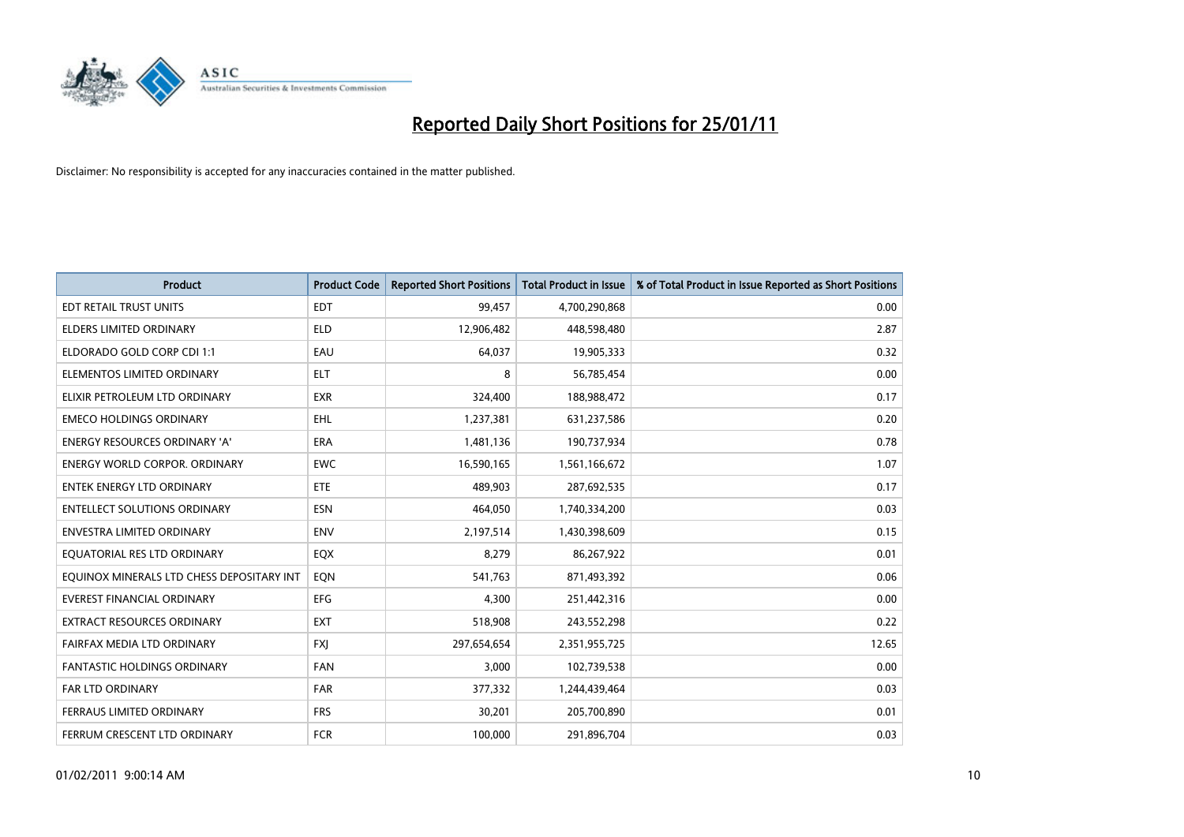# Reported Daily Short Positions for 25/01/11

Disclaimer: No responsibility is accepted for any inaccuracies contained in the matter published.

| Product | Product Code | Reported Short Positions | Total Product in Issue | % of Total Product in Issue Reported as Short Positions |
|---|---|---|---|---|
| EDT RETAIL TRUST UNITS | EDT | 99,457 | 4,700,290,868 | 0.00 |
| ELDERS LIMITED ORDINARY | ELD | 12,906,482 | 448,598,480 | 2.87 |
| ELDORADO GOLD CORP CDI 1:1 | EAU | 64,037 | 19,905,333 | 0.32 |
| ELEMENTOS LIMITED ORDINARY | ELT | 8 | 56,785,454 | 0.00 |
| ELIXIR PETROLEUM LTD ORDINARY | EXR | 324,400 | 188,988,472 | 0.17 |
| EMECO HOLDINGS ORDINARY | EHL | 1,237,381 | 631,237,586 | 0.20 |
| ENERGY RESOURCES ORDINARY 'A' | ERA | 1,481,136 | 190,737,934 | 0.78 |
| ENERGY WORLD CORPOR. ORDINARY | EWC | 16,590,165 | 1,561,166,672 | 1.07 |
| ENTEK ENERGY LTD ORDINARY | ETE | 489,903 | 287,692,535 | 0.17 |
| ENTELLECT SOLUTIONS ORDINARY | ESN | 464,050 | 1,740,334,200 | 0.03 |
| ENVESTRA LIMITED ORDINARY | ENV | 2,197,514 | 1,430,398,609 | 0.15 |
| EQUATORIAL RES LTD ORDINARY | EQX | 8,279 | 86,267,922 | 0.01 |
| EQUINOX MINERALS LTD CHESS DEPOSITARY INT | EQN | 541,763 | 871,493,392 | 0.06 |
| EVEREST FINANCIAL ORDINARY | EFG | 4,300 | 251,442,316 | 0.00 |
| EXTRACT RESOURCES ORDINARY | EXT | 518,908 | 243,552,298 | 0.22 |
| FAIRFAX MEDIA LTD ORDINARY | FXJ | 297,654,654 | 2,351,955,725 | 12.65 |
| FANTASTIC HOLDINGS ORDINARY | FAN | 3,000 | 102,739,538 | 0.00 |
| FAR LTD ORDINARY | FAR | 377,332 | 1,244,439,464 | 0.03 |
| FERRAUS LIMITED ORDINARY | FRS | 30,201 | 205,700,890 | 0.01 |
| FERRUM CRESCENT LTD ORDINARY | FCR | 100,000 | 291,896,704 | 0.03 |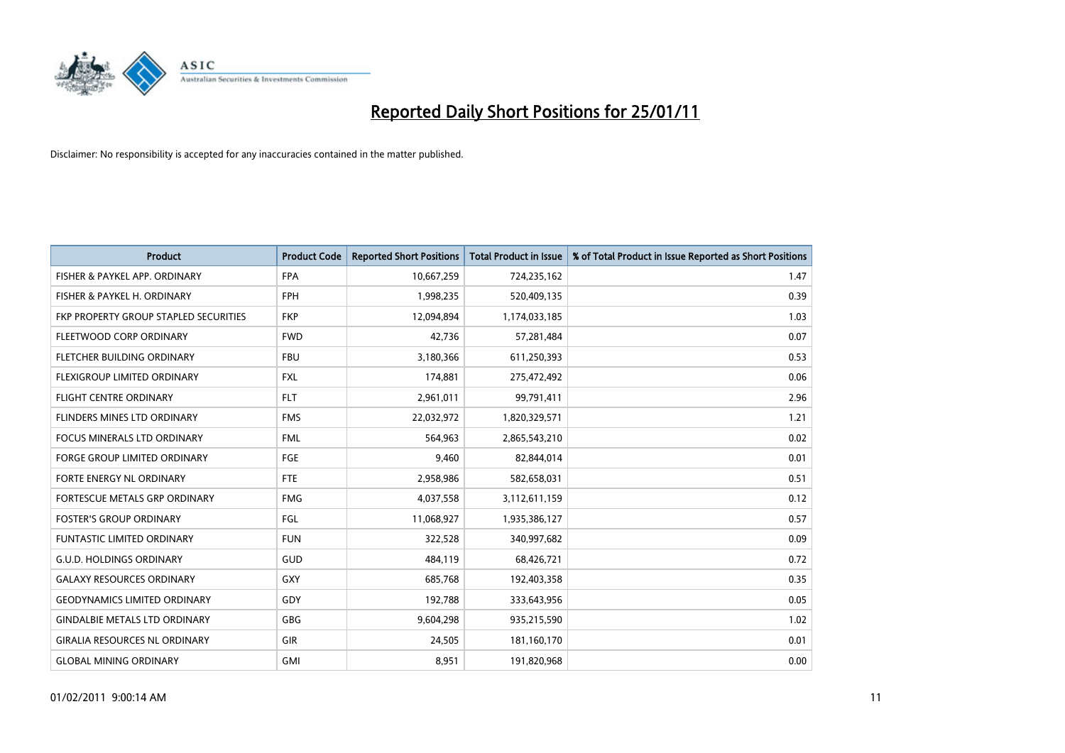# Reported Daily Short Positions for 25/01/11

Disclaimer: No responsibility is accepted for any inaccuracies contained in the matter published.

| Product | Product Code | Reported Short Positions | Total Product in Issue | % of Total Product in Issue Reported as Short Positions |
|---|---|---|---|---|
| FISHER & PAYKEL APP. ORDINARY | FPA | 10,667,259 | 724,235,162 | 1.47 |
| FISHER & PAYKEL H. ORDINARY | FPH | 1,998,235 | 520,409,135 | 0.39 |
| FKP PROPERTY GROUP STAPLED SECURITIES | FKP | 12,094,894 | 1,174,033,185 | 1.03 |
| FLEETWOOD CORP ORDINARY | FWD | 42,736 | 57,281,484 | 0.07 |
| FLETCHER BUILDING ORDINARY | FBU | 3,180,366 | 611,250,393 | 0.53 |
| FLEXIGROUP LIMITED ORDINARY | FXL | 174,881 | 275,472,492 | 0.06 |
| FLIGHT CENTRE ORDINARY | FLT | 2,961,011 | 99,791,411 | 2.96 |
| FLINDERS MINES LTD ORDINARY | FMS | 22,032,972 | 1,820,329,571 | 1.21 |
| FOCUS MINERALS LTD ORDINARY | FML | 564,963 | 2,865,543,210 | 0.02 |
| FORGE GROUP LIMITED ORDINARY | FGE | 9,460 | 82,844,014 | 0.01 |
| FORTE ENERGY NL ORDINARY | FTE | 2,958,986 | 582,658,031 | 0.51 |
| FORTESCUE METALS GRP ORDINARY | FMG | 4,037,558 | 3,112,611,159 | 0.12 |
| FOSTER'S GROUP ORDINARY | FGL | 11,068,927 | 1,935,386,127 | 0.57 |
| FUNTASTIC LIMITED ORDINARY | FUN | 322,528 | 340,997,682 | 0.09 |
| G.U.D. HOLDINGS ORDINARY | GUD | 484,119 | 68,426,721 | 0.72 |
| GALAXY RESOURCES ORDINARY | GXY | 685,768 | 192,403,358 | 0.35 |
| GEODYNAMICS LIMITED ORDINARY | GDY | 192,788 | 333,643,956 | 0.05 |
| GINDALBIE METALS LTD ORDINARY | GBG | 9,604,298 | 935,215,590 | 1.02 |
| GIRALIA RESOURCES NL ORDINARY | GIR | 24,505 | 181,160,170 | 0.01 |
| GLOBAL MINING ORDINARY | GMI | 8,951 | 191,820,968 | 0.00 |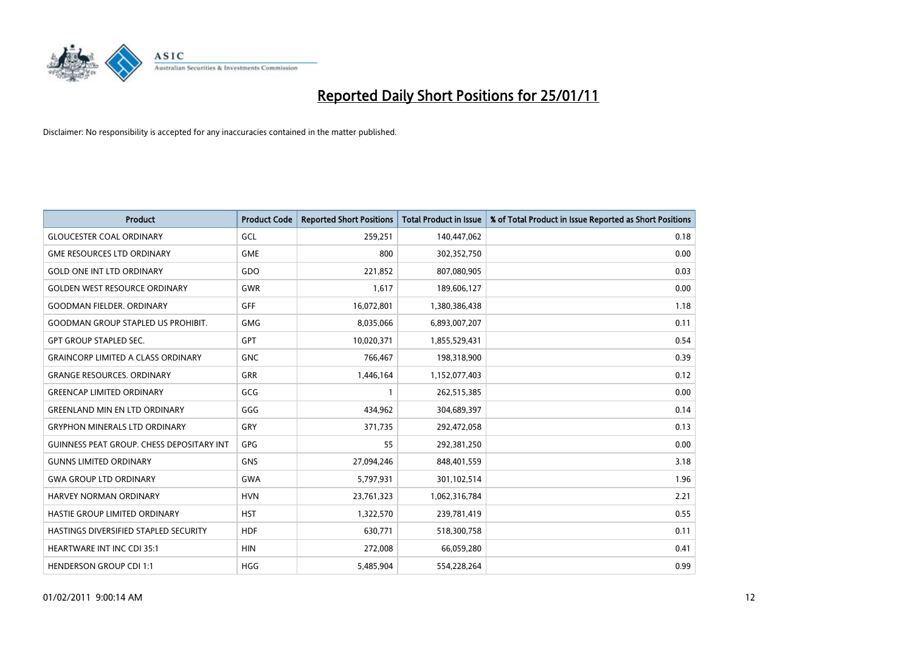# Reported Daily Short Positions for 25/01/11

Disclaimer: No responsibility is accepted for any inaccuracies contained in the matter published.

| Product | Product Code | Reported Short Positions | Total Product in Issue | % of Total Product in Issue Reported as Short Positions |
|---|---|---|---|---|
| GLOUCESTER COAL ORDINARY | GCL | 259,251 | 140,447,062 | 0.18 |
| GME RESOURCES LTD ORDINARY | GME | 800 | 302,352,750 | 0.00 |
| GOLD ONE INT LTD ORDINARY | GDO | 221,852 | 807,080,905 | 0.03 |
| GOLDEN WEST RESOURCE ORDINARY | GWR | 1,617 | 189,606,127 | 0.00 |
| GOODMAN FIELDER. ORDINARY | GFF | 16,072,801 | 1,380,386,438 | 1.18 |
| GOODMAN GROUP STAPLED US PROHIBIT. | GMG | 8,035,066 | 6,893,007,207 | 0.11 |
| GPT GROUP STAPLED SEC. | GPT | 10,020,371 | 1,855,529,431 | 0.54 |
| GRAINCORP LIMITED A CLASS ORDINARY | GNC | 766,467 | 198,318,900 | 0.39 |
| GRANGE RESOURCES. ORDINARY | GRR | 1,446,164 | 1,152,077,403 | 0.12 |
| GREENCAP LIMITED ORDINARY | GCG | 1 | 262,515,385 | 0.00 |
| GREENLAND MIN EN LTD ORDINARY | GGG | 434,962 | 304,689,397 | 0.14 |
| GRYPHON MINERALS LTD ORDINARY | GRY | 371,735 | 292,472,058 | 0.13 |
| GUINNESS PEAT GROUP. CHESS DEPOSITARY INT | GPG | 55 | 292,381,250 | 0.00 |
| GUNNS LIMITED ORDINARY | GNS | 27,094,246 | 848,401,559 | 3.18 |
| GWA GROUP LTD ORDINARY | GWA | 5,797,931 | 301,102,514 | 1.96 |
| HARVEY NORMAN ORDINARY | HVN | 23,761,323 | 1,062,316,784 | 2.21 |
| HASTIE GROUP LIMITED ORDINARY | HST | 1,322,570 | 239,781,419 | 0.55 |
| HASTINGS DIVERSIFIED STAPLED SECURITY | HDF | 630,771 | 518,300,758 | 0.11 |
| HEARTWARE INT INC CDI 35:1 | HIN | 272,008 | 66,059,280 | 0.41 |
| HENDERSON GROUP CDI 1:1 | HGG | 5,485,904 | 554,228,264 | 0.99 |

01/02/2011 9:00:14 AM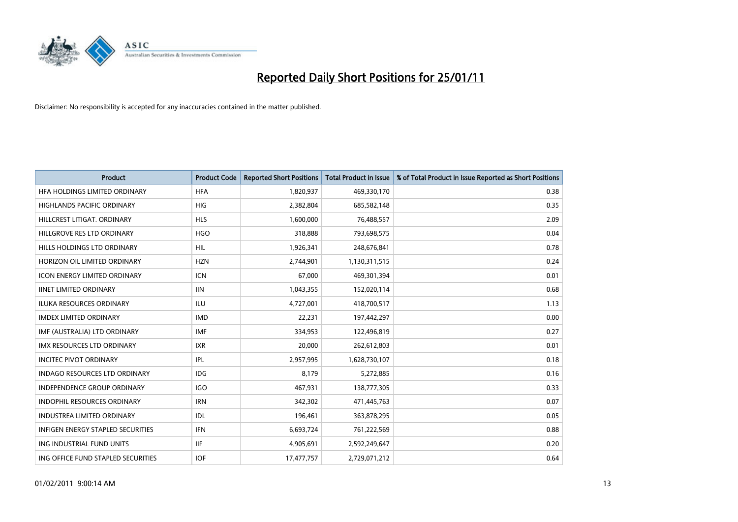# Reported Daily Short Positions for 25/01/11

Disclaimer: No responsibility is accepted for any inaccuracies contained in the matter published.

| Product | Product Code | Reported Short Positions | Total Product in Issue | % of Total Product in Issue Reported as Short Positions |
|---|---|---|---|---|
| HFA HOLDINGS LIMITED ORDINARY | HFA | 1,820,937 | 469,330,170 | 0.38 |
| HIGHLANDS PACIFIC ORDINARY | HIG | 2,382,804 | 685,582,148 | 0.35 |
| HILLCREST LITIGAT. ORDINARY | HLS | 1,600,000 | 76,488,557 | 2.09 |
| HILLGROVE RES LTD ORDINARY | HGO | 318,888 | 793,698,575 | 0.04 |
| HILLS HOLDINGS LTD ORDINARY | HIL | 1,926,341 | 248,676,841 | 0.78 |
| HORIZON OIL LIMITED ORDINARY | HZN | 2,744,901 | 1,130,311,515 | 0.24 |
| ICON ENERGY LIMITED ORDINARY | ICN | 67,000 | 469,301,394 | 0.01 |
| IINET LIMITED ORDINARY | IIN | 1,043,355 | 152,020,114 | 0.68 |
| ILUKA RESOURCES ORDINARY | ILU | 4,727,001 | 418,700,517 | 1.13 |
| IMDEX LIMITED ORDINARY | IMD | 22,231 | 197,442,297 | 0.00 |
| IMF (AUSTRALIA) LTD ORDINARY | IMF | 334,953 | 122,496,819 | 0.27 |
| IMX RESOURCES LTD ORDINARY | IXR | 20,000 | 262,612,803 | 0.01 |
| INCITEC PIVOT ORDINARY | IPL | 2,957,995 | 1,628,730,107 | 0.18 |
| INDAGO RESOURCES LTD ORDINARY | IDG | 8,179 | 5,272,885 | 0.16 |
| INDEPENDENCE GROUP ORDINARY | IGO | 467,931 | 138,777,305 | 0.33 |
| INDOPHIL RESOURCES ORDINARY | IRN | 342,302 | 471,445,763 | 0.07 |
| INDUSTREA LIMITED ORDINARY | IDL | 196,461 | 363,878,295 | 0.05 |
| INFIGEN ENERGY STAPLED SECURITIES | IFN | 6,693,724 | 761,222,569 | 0.88 |
| ING INDUSTRIAL FUND UNITS | IIF | 4,905,691 | 2,592,249,647 | 0.20 |
| ING OFFICE FUND STAPLED SECURITIES | IOF | 17,477,757 | 2,729,071,212 | 0.64 |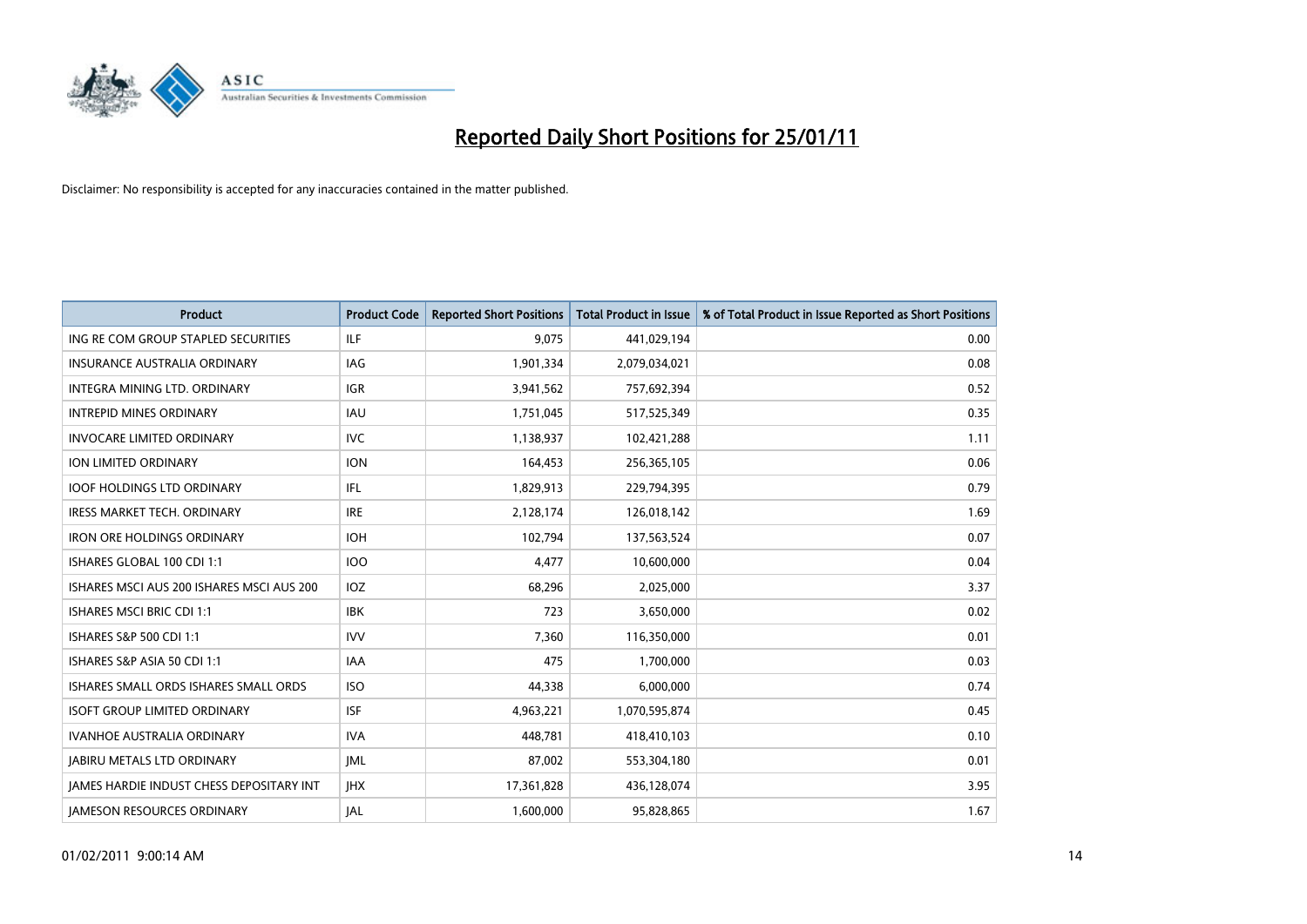# Reported Daily Short Positions for 25/01/11

Disclaimer: No responsibility is accepted for any inaccuracies contained in the matter published.

| Product | Product Code | Reported Short Positions | Total Product in Issue | % of Total Product in Issue Reported as Short Positions |
|---|---|---|---|---|
| ING RE COM GROUP STAPLED SECURITIES | ILF | 9,075 | 441,029,194 | 0.00 |
| INSURANCE AUSTRALIA ORDINARY | IAG | 1,901,334 | 2,079,034,021 | 0.08 |
| INTEGRA MINING LTD. ORDINARY | IGR | 3,941,562 | 757,692,394 | 0.52 |
| INTREPID MINES ORDINARY | IAU | 1,751,045 | 517,525,349 | 0.35 |
| INVOCARE LIMITED ORDINARY | IVC | 1,138,937 | 102,421,288 | 1.11 |
| ION LIMITED ORDINARY | ION | 164,453 | 256,365,105 | 0.06 |
| IOOF HOLDINGS LTD ORDINARY | IFL | 1,829,913 | 229,794,395 | 0.79 |
| IRESS MARKET TECH. ORDINARY | IRE | 2,128,174 | 126,018,142 | 1.69 |
| IRON ORE HOLDINGS ORDINARY | IOH | 102,794 | 137,563,524 | 0.07 |
| ISHARES GLOBAL 100 CDI 1:1 | IOO | 4,477 | 10,600,000 | 0.04 |
| ISHARES MSCI AUS 200 ISHARES MSCI AUS 200 | IOZ | 68,296 | 2,025,000 | 3.37 |
| ISHARES MSCI BRIC CDI 1:1 | IBK | 723 | 3,650,000 | 0.02 |
| ISHARES S&P 500 CDI 1:1 | IVV | 7,360 | 116,350,000 | 0.01 |
| ISHARES S&P ASIA 50 CDI 1:1 | IAA | 475 | 1,700,000 | 0.03 |
| ISHARES SMALL ORDS ISHARES SMALL ORDS | ISO | 44,338 | 6,000,000 | 0.74 |
| ISOFT GROUP LIMITED ORDINARY | ISF | 4,963,221 | 1,070,595,874 | 0.45 |
| IVANHOE AUSTRALIA ORDINARY | IVA | 448,781 | 418,410,103 | 0.10 |
| JABIRU METALS LTD ORDINARY | JML | 87,002 | 553,304,180 | 0.01 |
| JAMES HARDIE INDUST CHESS DEPOSITARY INT | JHX | 17,361,828 | 436,128,074 | 3.95 |
| JAMESON RESOURCES ORDINARY | JAL | 1,600,000 | 95,828,865 | 1.67 |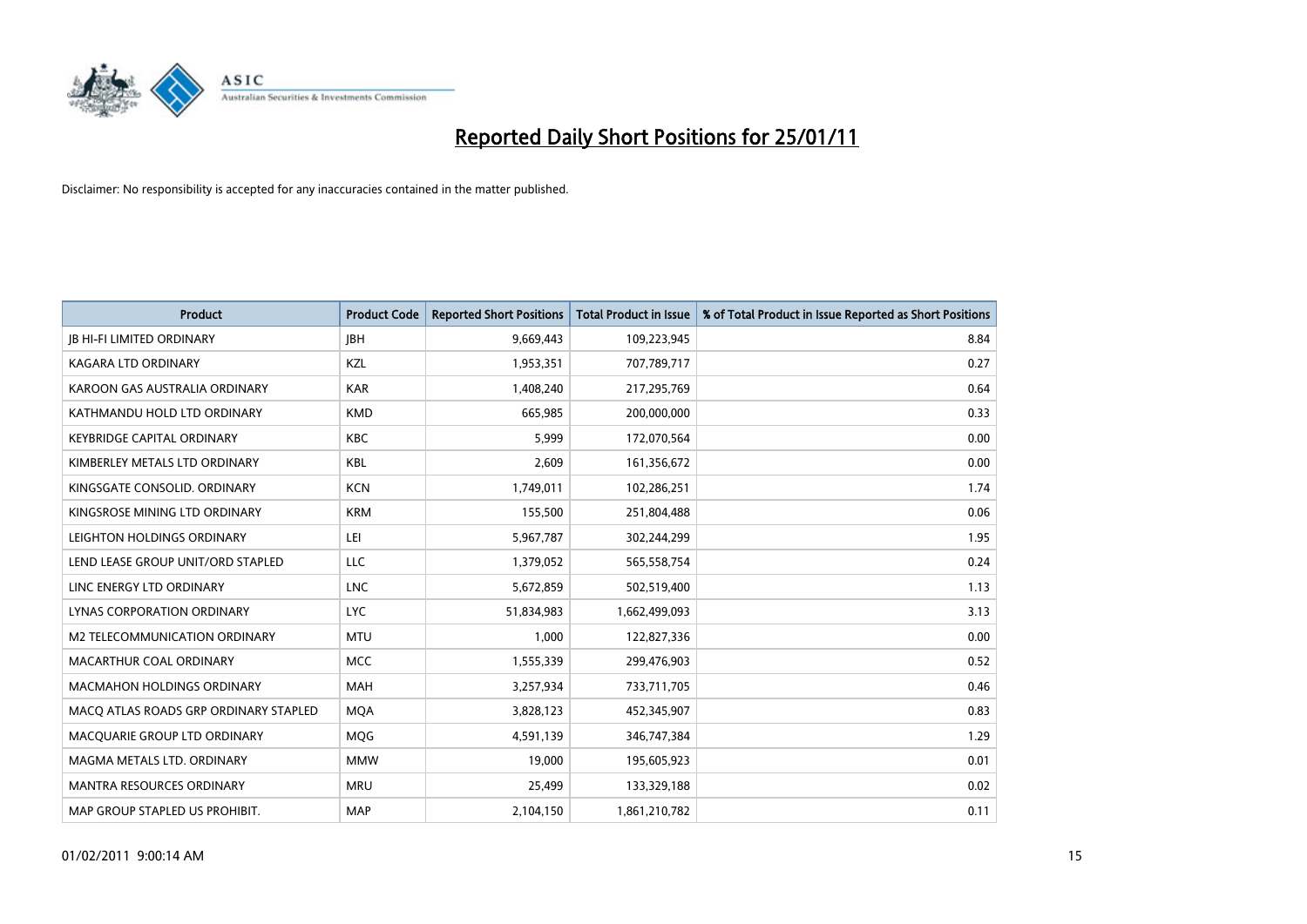# Reported Daily Short Positions for 25/01/11

Disclaimer: No responsibility is accepted for any inaccuracies contained in the matter published.

| Product | Product Code | Reported Short Positions | Total Product in Issue | % of Total Product in Issue Reported as Short Positions |
|---|---|---|---|---|
| JB HI-FI LIMITED ORDINARY | JBH | 9,669,443 | 109,223,945 | 8.84 |
| KAGARA LTD ORDINARY | KZL | 1,953,351 | 707,789,717 | 0.27 |
| KAROON GAS AUSTRALIA ORDINARY | KAR | 1,408,240 | 217,295,769 | 0.64 |
| KATHMANDU HOLD LTD ORDINARY | KMD | 665,985 | 200,000,000 | 0.33 |
| KEYBRIDGE CAPITAL ORDINARY | KBC | 5,999 | 172,070,564 | 0.00 |
| KIMBERLEY METALS LTD ORDINARY | KBL | 2,609 | 161,356,672 | 0.00 |
| KINGSGATE CONSOLID. ORDINARY | KCN | 1,749,011 | 102,286,251 | 1.74 |
| KINGSROSE MINING LTD ORDINARY | KRM | 155,500 | 251,804,488 | 0.06 |
| LEIGHTON HOLDINGS ORDINARY | LEI | 5,967,787 | 302,244,299 | 1.95 |
| LEND LEASE GROUP UNIT/ORD STAPLED | LLC | 1,379,052 | 565,558,754 | 0.24 |
| LINC ENERGY LTD ORDINARY | LNC | 5,672,859 | 502,519,400 | 1.13 |
| LYNAS CORPORATION ORDINARY | LYC | 51,834,983 | 1,662,499,093 | 3.13 |
| M2 TELECOMMUNICATION ORDINARY | MTU | 1,000 | 122,827,336 | 0.00 |
| MACARTHUR COAL ORDINARY | MCC | 1,555,339 | 299,476,903 | 0.52 |
| MACMAHON HOLDINGS ORDINARY | MAH | 3,257,934 | 733,711,705 | 0.46 |
| MACQ ATLAS ROADS GRP ORDINARY STAPLED | MQA | 3,828,123 | 452,345,907 | 0.83 |
| MACQUARIE GROUP LTD ORDINARY | MQG | 4,591,139 | 346,747,384 | 1.29 |
| MAGMA METALS LTD. ORDINARY | MMW | 19,000 | 195,605,923 | 0.01 |
| MANTRA RESOURCES ORDINARY | MRU | 25,499 | 133,329,188 | 0.02 |
| MAP GROUP STAPLED US PROHIBIT. | MAP | 2,104,150 | 1,861,210,782 | 0.11 |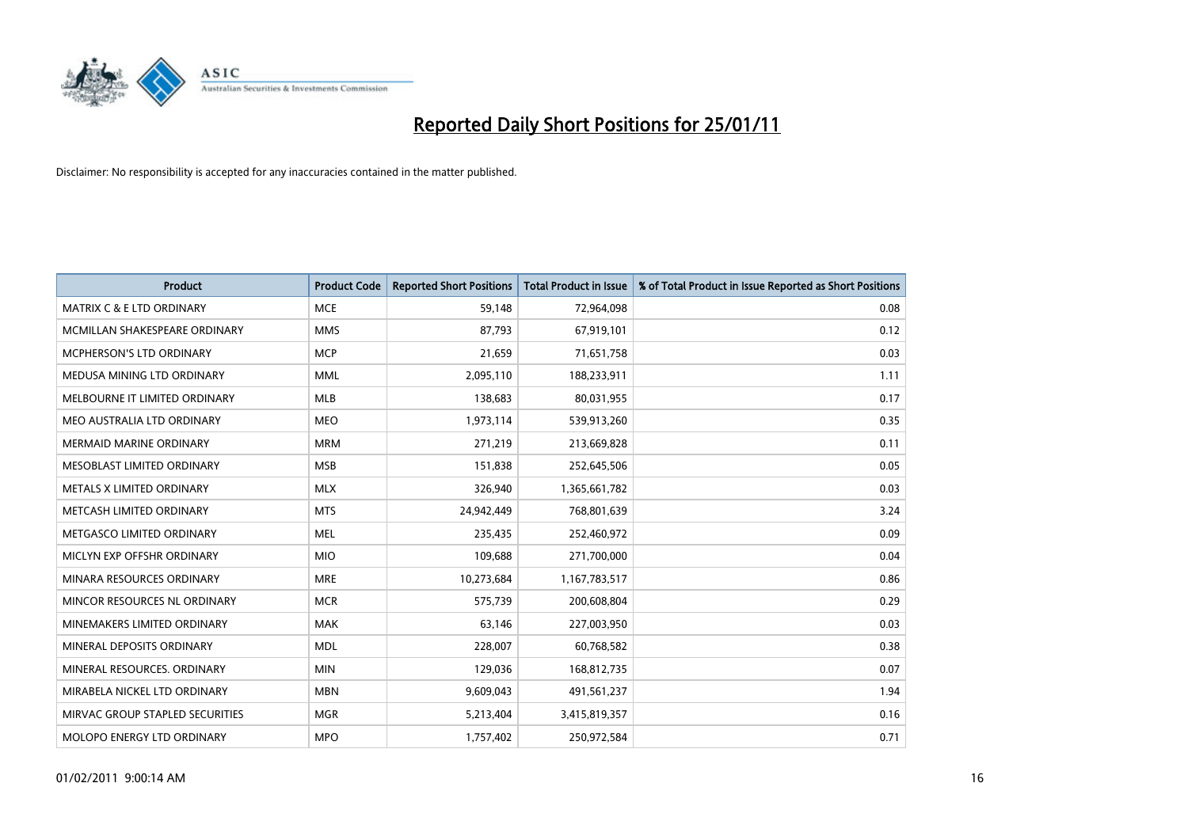# Reported Daily Short Positions for 25/01/11

Disclaimer: No responsibility is accepted for any inaccuracies contained in the matter published.

| Product | Product Code | Reported Short Positions | Total Product in Issue | % of Total Product in Issue Reported as Short Positions |
|---|---|---|---|---|
| MATRIX C & E LTD ORDINARY | MCE | 59,148 | 72,964,098 | 0.08 |
| MCMILLAN SHAKESPEARE ORDINARY | MMS | 87,793 | 67,919,101 | 0.12 |
| MCPHERSON'S LTD ORDINARY | MCP | 21,659 | 71,651,758 | 0.03 |
| MEDUSA MINING LTD ORDINARY | MML | 2,095,110 | 188,233,911 | 1.11 |
| MELBOURNE IT LIMITED ORDINARY | MLB | 138,683 | 80,031,955 | 0.17 |
| MEO AUSTRALIA LTD ORDINARY | MEO | 1,973,114 | 539,913,260 | 0.35 |
| MERMAID MARINE ORDINARY | MRM | 271,219 | 213,669,828 | 0.11 |
| MESOBLAST LIMITED ORDINARY | MSB | 151,838 | 252,645,506 | 0.05 |
| METALS X LIMITED ORDINARY | MLX | 326,940 | 1,365,661,782 | 0.03 |
| METCASH LIMITED ORDINARY | MTS | 24,942,449 | 768,801,639 | 3.24 |
| METGASCO LIMITED ORDINARY | MEL | 235,435 | 252,460,972 | 0.09 |
| MICLYN EXP OFFSHR ORDINARY | MIO | 109,688 | 271,700,000 | 0.04 |
| MINARA RESOURCES ORDINARY | MRE | 10,273,684 | 1,167,783,517 | 0.86 |
| MINCOR RESOURCES NL ORDINARY | MCR | 575,739 | 200,608,804 | 0.29 |
| MINEMAKERS LIMITED ORDINARY | MAK | 63,146 | 227,003,950 | 0.03 |
| MINERAL DEPOSITS ORDINARY | MDL | 228,007 | 60,768,582 | 0.38 |
| MINERAL RESOURCES. ORDINARY | MIN | 129,036 | 168,812,735 | 0.07 |
| MIRABELA NICKEL LTD ORDINARY | MBN | 9,609,043 | 491,561,237 | 1.94 |
| MIRVAC GROUP STAPLED SECURITIES | MGR | 5,213,404 | 3,415,819,357 | 0.16 |
| MOLOPO ENERGY LTD ORDINARY | MPO | 1,757,402 | 250,972,584 | 0.71 |

01/02/2011 9:00:14 AM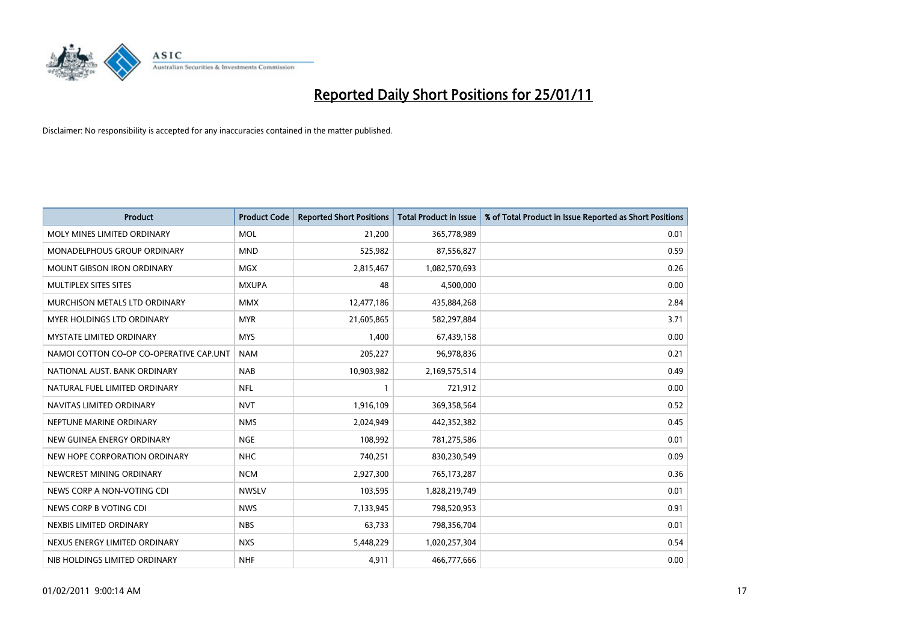# Reported Daily Short Positions for 25/01/11

Disclaimer: No responsibility is accepted for any inaccuracies contained in the matter published.

| Product | Product Code | Reported Short Positions | Total Product in Issue | % of Total Product in Issue Reported as Short Positions |
|---|---|---|---|---|
| MOLY MINES LIMITED ORDINARY | MOL | 21,200 | 365,778,989 | 0.01 |
| MONADELPHOUS GROUP ORDINARY | MND | 525,982 | 87,556,827 | 0.59 |
| MOUNT GIBSON IRON ORDINARY | MGX | 2,815,467 | 1,082,570,693 | 0.26 |
| MULTIPLEX SITES SITES | MXUPA | 48 | 4,500,000 | 0.00 |
| MURCHISON METALS LTD ORDINARY | MMX | 12,477,186 | 435,884,268 | 2.84 |
| MYER HOLDINGS LTD ORDINARY | MYR | 21,605,865 | 582,297,884 | 3.71 |
| MYSTATE LIMITED ORDINARY | MYS | 1,400 | 67,439,158 | 0.00 |
| NAMOI COTTON CO-OP CO-OPERATIVE CAP.UNT | NAM | 205,227 | 96,978,836 | 0.21 |
| NATIONAL AUST. BANK ORDINARY | NAB | 10,903,982 | 2,169,575,514 | 0.49 |
| NATURAL FUEL LIMITED ORDINARY | NFL | 1 | 721,912 | 0.00 |
| NAVITAS LIMITED ORDINARY | NVT | 1,916,109 | 369,358,564 | 0.52 |
| NEPTUNE MARINE ORDINARY | NMS | 2,024,949 | 442,352,382 | 0.45 |
| NEW GUINEA ENERGY ORDINARY | NGE | 108,992 | 781,275,586 | 0.01 |
| NEW HOPE CORPORATION ORDINARY | NHC | 740,251 | 830,230,549 | 0.09 |
| NEWCREST MINING ORDINARY | NCM | 2,927,300 | 765,173,287 | 0.36 |
| NEWS CORP A NON-VOTING CDI | NWSLV | 103,595 | 1,828,219,749 | 0.01 |
| NEWS CORP B VOTING CDI | NWS | 7,133,945 | 798,520,953 | 0.91 |
| NEXBIS LIMITED ORDINARY | NBS | 63,733 | 798,356,704 | 0.01 |
| NEXUS ENERGY LIMITED ORDINARY | NXS | 5,448,229 | 1,020,257,304 | 0.54 |
| NIB HOLDINGS LIMITED ORDINARY | NHF | 4,911 | 466,777,666 | 0.00 |

01/02/2011 9:00:14 AM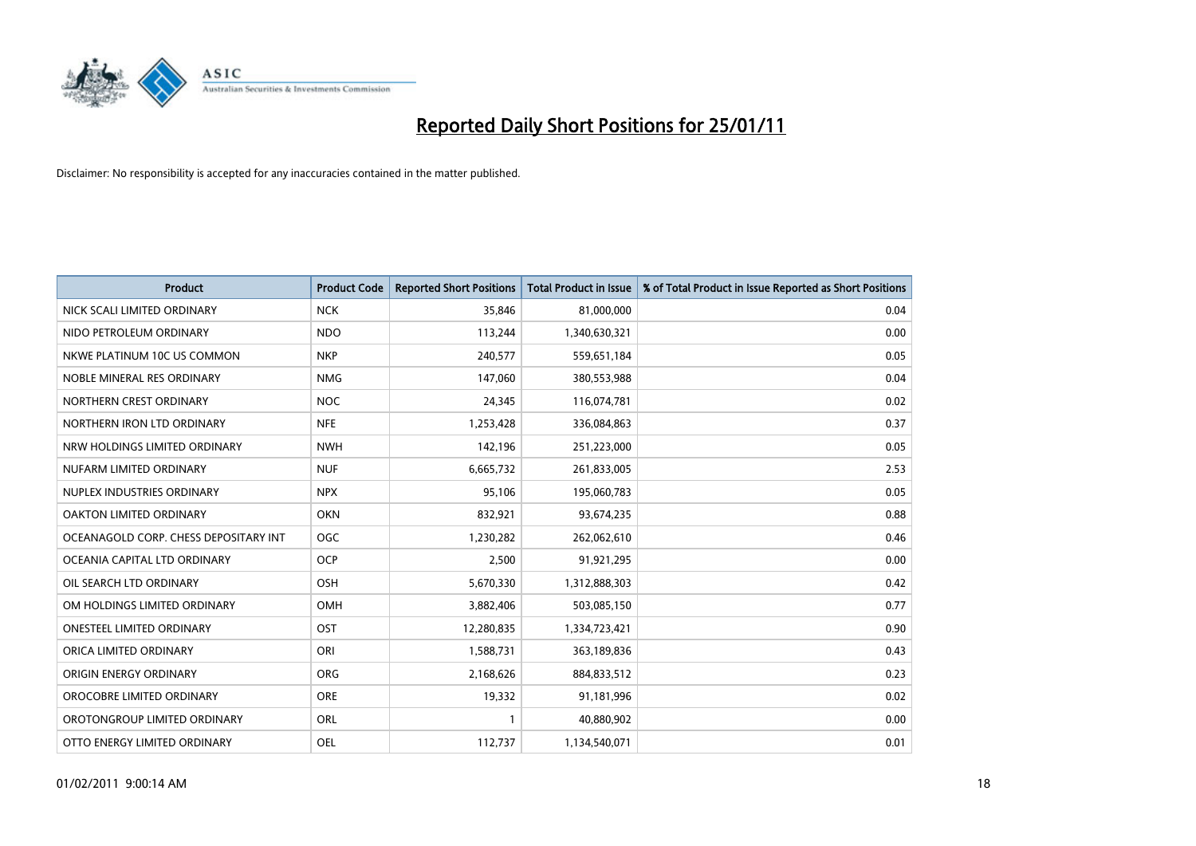# Reported Daily Short Positions for 25/01/11

Disclaimer: No responsibility is accepted for any inaccuracies contained in the matter published.

| Product | Product Code | Reported Short Positions | Total Product in Issue | % of Total Product in Issue Reported as Short Positions |
|---|---|---|---|---|
| NICK SCALI LIMITED ORDINARY | NCK | 35,846 | 81,000,000 | 0.04 |
| NIDO PETROLEUM ORDINARY | NDO | 113,244 | 1,340,630,321 | 0.00 |
| NKWE PLATINUM 10C US COMMON | NKP | 240,577 | 559,651,184 | 0.05 |
| NOBLE MINERAL RES ORDINARY | NMG | 147,060 | 380,553,988 | 0.04 |
| NORTHERN CREST ORDINARY | NOC | 24,345 | 116,074,781 | 0.02 |
| NORTHERN IRON LTD ORDINARY | NFE | 1,253,428 | 336,084,863 | 0.37 |
| NRW HOLDINGS LIMITED ORDINARY | NWH | 142,196 | 251,223,000 | 0.05 |
| NUFARM LIMITED ORDINARY | NUF | 6,665,732 | 261,833,005 | 2.53 |
| NUPLEX INDUSTRIES ORDINARY | NPX | 95,106 | 195,060,783 | 0.05 |
| OAKTON LIMITED ORDINARY | OKN | 832,921 | 93,674,235 | 0.88 |
| OCEANAGOLD CORP. CHESS DEPOSITARY INT | OGC | 1,230,282 | 262,062,610 | 0.46 |
| OCEANIA CAPITAL LTD ORDINARY | OCP | 2,500 | 91,921,295 | 0.00 |
| OIL SEARCH LTD ORDINARY | OSH | 5,670,330 | 1,312,888,303 | 0.42 |
| OM HOLDINGS LIMITED ORDINARY | OMH | 3,882,406 | 503,085,150 | 0.77 |
| ONESTEEL LIMITED ORDINARY | OST | 12,280,835 | 1,334,723,421 | 0.90 |
| ORICA LIMITED ORDINARY | ORI | 1,588,731 | 363,189,836 | 0.43 |
| ORIGIN ENERGY ORDINARY | ORG | 2,168,626 | 884,833,512 | 0.23 |
| OROCOBRE LIMITED ORDINARY | ORE | 19,332 | 91,181,996 | 0.02 |
| OROTONGROUP LIMITED ORDINARY | ORL | 1 | 40,880,902 | 0.00 |
| OTTO ENERGY LIMITED ORDINARY | OEL | 112,737 | 1,134,540,071 | 0.01 |

01/02/2011 9:00:14 AM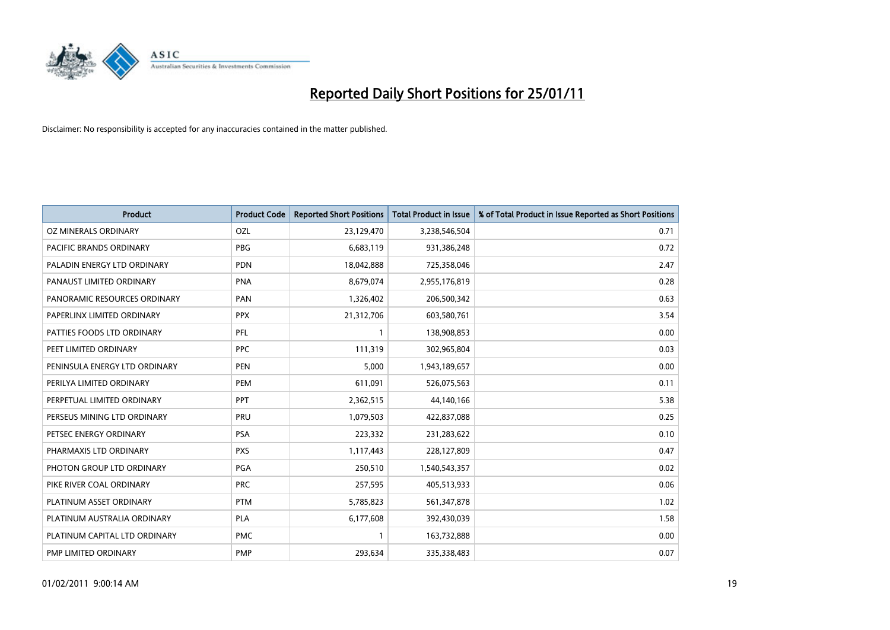# Reported Daily Short Positions for 25/01/11

Disclaimer: No responsibility is accepted for any inaccuracies contained in the matter published.

| Product | Product Code | Reported Short Positions | Total Product in Issue | % of Total Product in Issue Reported as Short Positions |
|---|---|---|---|---|
| OZ MINERALS ORDINARY | OZL | 23,129,470 | 3,238,546,504 | 0.71 |
| PACIFIC BRANDS ORDINARY | PBG | 6,683,119 | 931,386,248 | 0.72 |
| PALADIN ENERGY LTD ORDINARY | PDN | 18,042,888 | 725,358,046 | 2.47 |
| PANAUST LIMITED ORDINARY | PNA | 8,679,074 | 2,955,176,819 | 0.28 |
| PANORAMIC RESOURCES ORDINARY | PAN | 1,326,402 | 206,500,342 | 0.63 |
| PAPERLINX LIMITED ORDINARY | PPX | 21,312,706 | 603,580,761 | 3.54 |
| PATTIES FOODS LTD ORDINARY | PFL | 1 | 138,908,853 | 0.00 |
| PEET LIMITED ORDINARY | PPC | 111,319 | 302,965,804 | 0.03 |
| PENINSULA ENERGY LTD ORDINARY | PEN | 5,000 | 1,943,189,657 | 0.00 |
| PERILYA LIMITED ORDINARY | PEM | 611,091 | 526,075,563 | 0.11 |
| PERPETUAL LIMITED ORDINARY | PPT | 2,362,515 | 44,140,166 | 5.38 |
| PERSEUS MINING LTD ORDINARY | PRU | 1,079,503 | 422,837,088 | 0.25 |
| PETSEC ENERGY ORDINARY | PSA | 223,332 | 231,283,622 | 0.10 |
| PHARMAXIS LTD ORDINARY | PXS | 1,117,443 | 228,127,809 | 0.47 |
| PHOTON GROUP LTD ORDINARY | PGA | 250,510 | 1,540,543,357 | 0.02 |
| PIKE RIVER COAL ORDINARY | PRC | 257,595 | 405,513,933 | 0.06 |
| PLATINUM ASSET ORDINARY | PTM | 5,785,823 | 561,347,878 | 1.02 |
| PLATINUM AUSTRALIA ORDINARY | PLA | 6,177,608 | 392,430,039 | 1.58 |
| PLATINUM CAPITAL LTD ORDINARY | PMC | 1 | 163,732,888 | 0.00 |
| PMP LIMITED ORDINARY | PMP | 293,634 | 335,338,483 | 0.07 |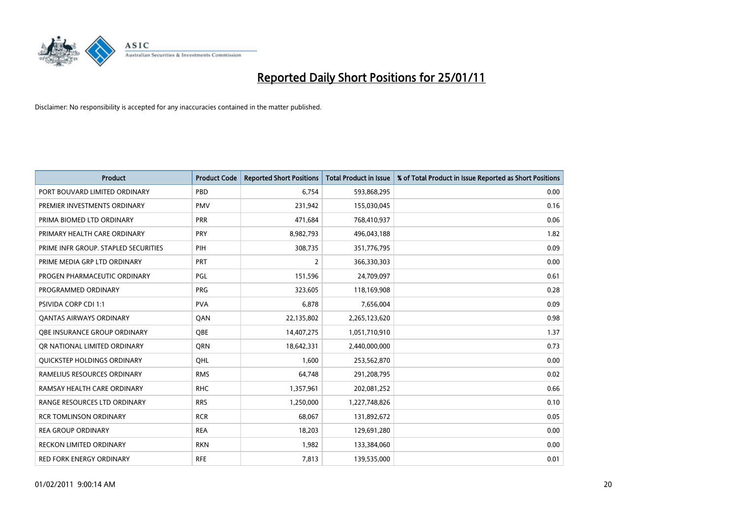# Reported Daily Short Positions for 25/01/11

Disclaimer: No responsibility is accepted for any inaccuracies contained in the matter published.

| Product | Product Code | Reported Short Positions | Total Product in Issue | % of Total Product in Issue Reported as Short Positions |
|---|---|---|---|---|
| PORT BOUVARD LIMITED ORDINARY | PBD | 6,754 | 593,868,295 | 0.00 |
| PREMIER INVESTMENTS ORDINARY | PMV | 231,942 | 155,030,045 | 0.16 |
| PRIMA BIOMED LTD ORDINARY | PRR | 471,684 | 768,410,937 | 0.06 |
| PRIMARY HEALTH CARE ORDINARY | PRY | 8,982,793 | 496,043,188 | 1.82 |
| PRIME INFR GROUP. STAPLED SECURITIES | PIH | 308,735 | 351,776,795 | 0.09 |
| PRIME MEDIA GRP LTD ORDINARY | PRT | 2 | 366,330,303 | 0.00 |
| PROGEN PHARMACEUTIC ORDINARY | PGL | 151,596 | 24,709,097 | 0.61 |
| PROGRAMMED ORDINARY | PRG | 323,605 | 118,169,908 | 0.28 |
| PSIVIDA CORP CDI 1:1 | PVA | 6,878 | 7,656,004 | 0.09 |
| QANTAS AIRWAYS ORDINARY | QAN | 22,135,802 | 2,265,123,620 | 0.98 |
| QBE INSURANCE GROUP ORDINARY | QBE | 14,407,275 | 1,051,710,910 | 1.37 |
| QR NATIONAL LIMITED ORDINARY | QRN | 18,642,331 | 2,440,000,000 | 0.73 |
| QUICKSTEP HOLDINGS ORDINARY | QHL | 1,600 | 253,562,870 | 0.00 |
| RAMELIUS RESOURCES ORDINARY | RMS | 64,748 | 291,208,795 | 0.02 |
| RAMSAY HEALTH CARE ORDINARY | RHC | 1,357,961 | 202,081,252 | 0.66 |
| RANGE RESOURCES LTD ORDINARY | RRS | 1,250,000 | 1,227,748,826 | 0.10 |
| RCR TOMLINSON ORDINARY | RCR | 68,067 | 131,892,672 | 0.05 |
| REA GROUP ORDINARY | REA | 18,203 | 129,691,280 | 0.00 |
| RECKON LIMITED ORDINARY | RKN | 1,982 | 133,384,060 | 0.00 |
| RED FORK ENERGY ORDINARY | RFE | 7,813 | 139,535,000 | 0.01 |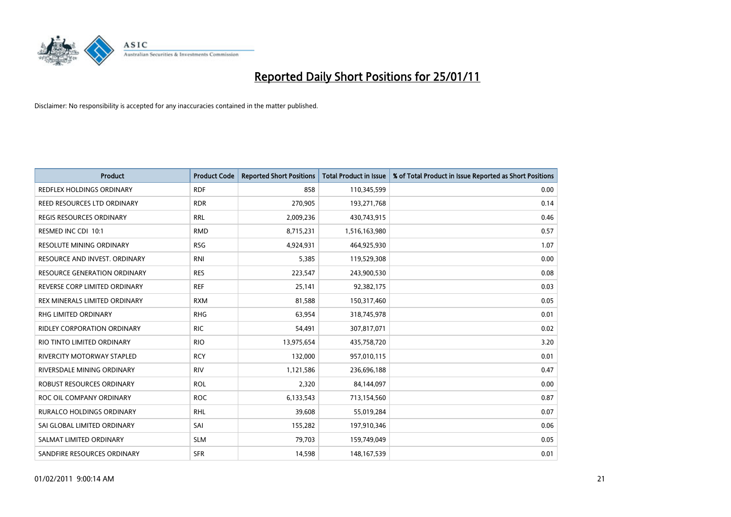# Reported Daily Short Positions for 25/01/11

Disclaimer: No responsibility is accepted for any inaccuracies contained in the matter published.

| Product | Product Code | Reported Short Positions | Total Product in Issue | % of Total Product in Issue Reported as Short Positions |
|---|---|---|---|---|
| REDFLEX HOLDINGS ORDINARY | RDF | 858 | 110,345,599 | 0.00 |
| REED RESOURCES LTD ORDINARY | RDR | 270,905 | 193,271,768 | 0.14 |
| REGIS RESOURCES ORDINARY | RRL | 2,009,236 | 430,743,915 | 0.46 |
| RESMED INC CDI 10:1 | RMD | 8,715,231 | 1,516,163,980 | 0.57 |
| RESOLUTE MINING ORDINARY | RSG | 4,924,931 | 464,925,930 | 1.07 |
| RESOURCE AND INVEST. ORDINARY | RNI | 5,385 | 119,529,308 | 0.00 |
| RESOURCE GENERATION ORDINARY | RES | 223,547 | 243,900,530 | 0.08 |
| REVERSE CORP LIMITED ORDINARY | REF | 25,141 | 92,382,175 | 0.03 |
| REX MINERALS LIMITED ORDINARY | RXM | 81,588 | 150,317,460 | 0.05 |
| RHG LIMITED ORDINARY | RHG | 63,954 | 318,745,978 | 0.01 |
| RIDLEY CORPORATION ORDINARY | RIC | 54,491 | 307,817,071 | 0.02 |
| RIO TINTO LIMITED ORDINARY | RIO | 13,975,654 | 435,758,720 | 3.20 |
| RIVERCITY MOTORWAY STAPLED | RCY | 132,000 | 957,010,115 | 0.01 |
| RIVERSDALE MINING ORDINARY | RIV | 1,121,586 | 236,696,188 | 0.47 |
| ROBUST RESOURCES ORDINARY | ROL | 2,320 | 84,144,097 | 0.00 |
| ROC OIL COMPANY ORDINARY | ROC | 6,133,543 | 713,154,560 | 0.87 |
| RURALCO HOLDINGS ORDINARY | RHL | 39,608 | 55,019,284 | 0.07 |
| SAI GLOBAL LIMITED ORDINARY | SAI | 155,282 | 197,910,346 | 0.06 |
| SALMAT LIMITED ORDINARY | SLM | 79,703 | 159,749,049 | 0.05 |
| SANDFIRE RESOURCES ORDINARY | SFR | 14,598 | 148,167,539 | 0.01 |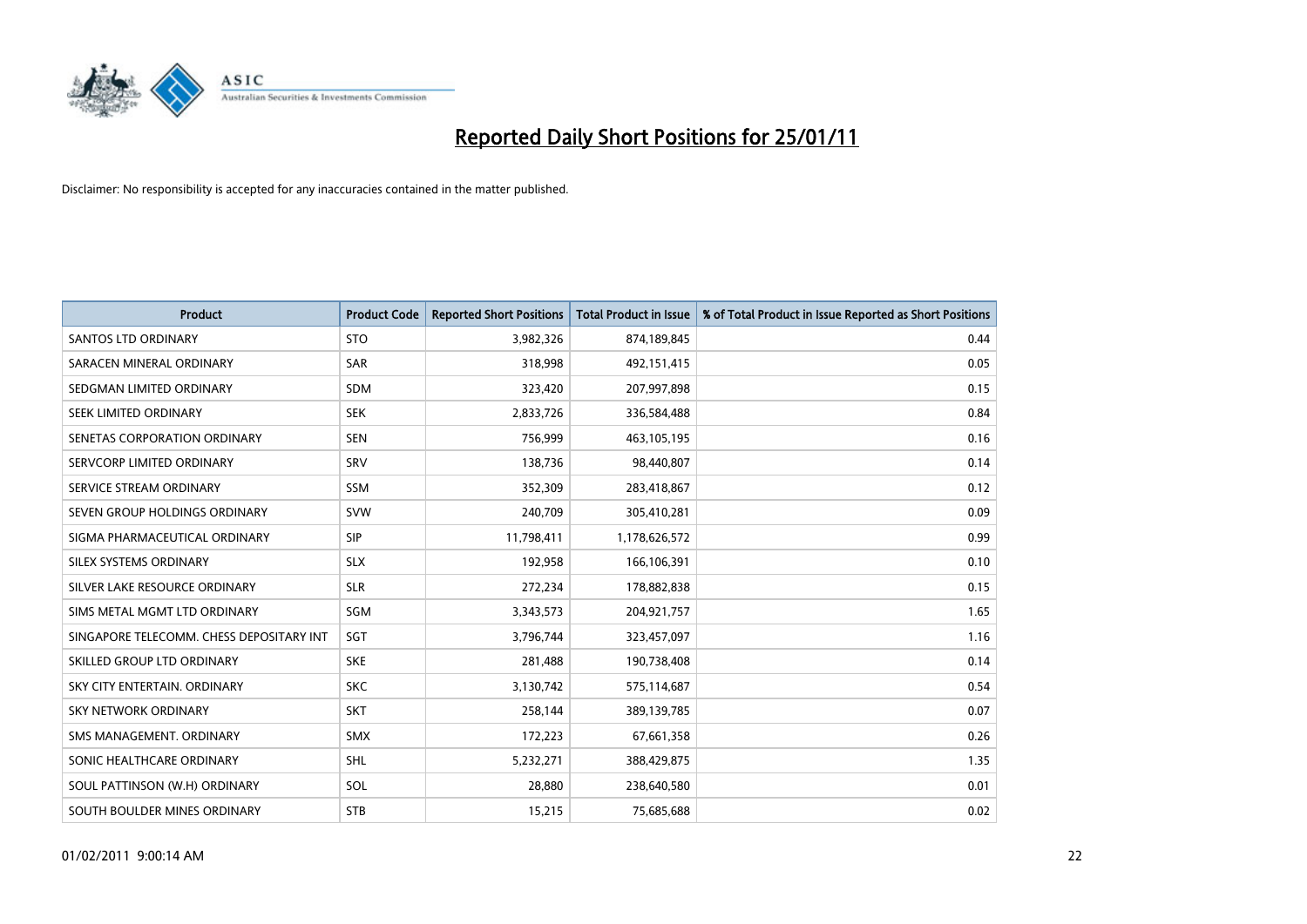# Reported Daily Short Positions for 25/01/11

Disclaimer: No responsibility is accepted for any inaccuracies contained in the matter published.

| Product | Product Code | Reported Short Positions | Total Product in Issue | % of Total Product in Issue Reported as Short Positions |
|---|---|---|---|---|
| SANTOS LTD ORDINARY | STO | 3,982,326 | 874,189,845 | 0.44 |
| SARACEN MINERAL ORDINARY | SAR | 318,998 | 492,151,415 | 0.05 |
| SEDGMAN LIMITED ORDINARY | SDM | 323,420 | 207,997,898 | 0.15 |
| SEEK LIMITED ORDINARY | SEK | 2,833,726 | 336,584,488 | 0.84 |
| SENETAS CORPORATION ORDINARY | SEN | 756,999 | 463,105,195 | 0.16 |
| SERVCORP LIMITED ORDINARY | SRV | 138,736 | 98,440,807 | 0.14 |
| SERVICE STREAM ORDINARY | SSM | 352,309 | 283,418,867 | 0.12 |
| SEVEN GROUP HOLDINGS ORDINARY | SVW | 240,709 | 305,410,281 | 0.09 |
| SIGMA PHARMACEUTICAL ORDINARY | SIP | 11,798,411 | 1,178,626,572 | 0.99 |
| SILEX SYSTEMS ORDINARY | SLX | 192,958 | 166,106,391 | 0.10 |
| SILVER LAKE RESOURCE ORDINARY | SLR | 272,234 | 178,882,838 | 0.15 |
| SIMS METAL MGMT LTD ORDINARY | SGM | 3,343,573 | 204,921,757 | 1.65 |
| SINGAPORE TELECOMM. CHESS DEPOSITARY INT | SGT | 3,796,744 | 323,457,097 | 1.16 |
| SKILLED GROUP LTD ORDINARY | SKE | 281,488 | 190,738,408 | 0.14 |
| SKY CITY ENTERTAIN. ORDINARY | SKC | 3,130,742 | 575,114,687 | 0.54 |
| SKY NETWORK ORDINARY | SKT | 258,144 | 389,139,785 | 0.07 |
| SMS MANAGEMENT. ORDINARY | SMX | 172,223 | 67,661,358 | 0.26 |
| SONIC HEALTHCARE ORDINARY | SHL | 5,232,271 | 388,429,875 | 1.35 |
| SOUL PATTINSON (W.H) ORDINARY | SOL | 28,880 | 238,640,580 | 0.01 |
| SOUTH BOULDER MINES ORDINARY | STB | 15,215 | 75,685,688 | 0.02 |

01/02/2011 9:00:14 AM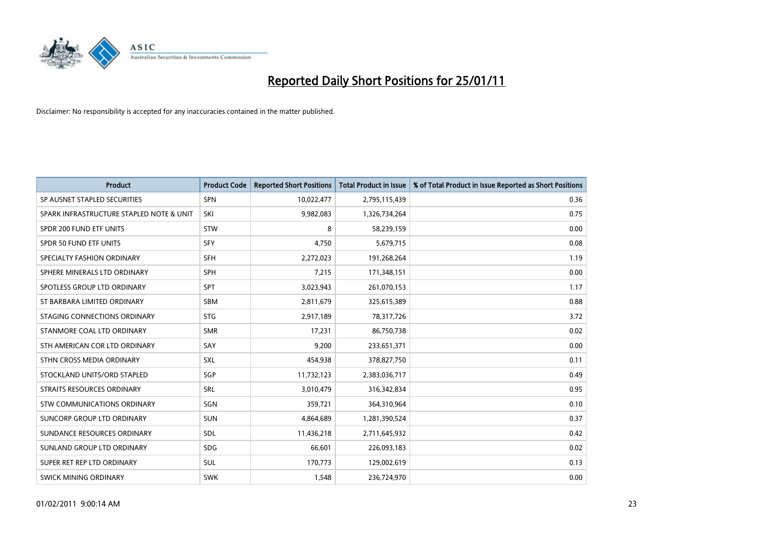# Reported Daily Short Positions for 25/01/11

Disclaimer: No responsibility is accepted for any inaccuracies contained in the matter published.

| Product | Product Code | Reported Short Positions | Total Product in Issue | % of Total Product in Issue Reported as Short Positions |
|---|---|---|---|---|
| SP AUSNET STAPLED SECURITIES | SPN | 10,022,477 | 2,795,115,439 | 0.36 |
| SPARK INFRASTRUCTURE STAPLED NOTE & UNIT | SKI | 9,982,083 | 1,326,734,264 | 0.75 |
| SPDR 200 FUND ETF UNITS | STW | 8 | 58,239,159 | 0.00 |
| SPDR 50 FUND ETF UNITS | SFY | 4,750 | 5,679,715 | 0.08 |
| SPECIALTY FASHION ORDINARY | SFH | 2,272,023 | 191,268,264 | 1.19 |
| SPHERE MINERALS LTD ORDINARY | SPH | 7,215 | 171,348,151 | 0.00 |
| SPOTLESS GROUP LTD ORDINARY | SPT | 3,023,943 | 261,070,153 | 1.17 |
| ST BARBARA LIMITED ORDINARY | SBM | 2,811,679 | 325,615,389 | 0.88 |
| STAGING CONNECTIONS ORDINARY | STG | 2,917,189 | 78,317,726 | 3.72 |
| STANMORE COAL LTD ORDINARY | SMR | 17,231 | 86,750,738 | 0.02 |
| STH AMERICAN COR LTD ORDINARY | SAY | 9,200 | 233,651,371 | 0.00 |
| STHN CROSS MEDIA ORDINARY | SXL | 454,938 | 378,827,750 | 0.11 |
| STOCKLAND UNITS/ORD STAPLED | SGP | 11,732,123 | 2,383,036,717 | 0.49 |
| STRAITS RESOURCES ORDINARY | SRL | 3,010,479 | 316,342,834 | 0.95 |
| STW COMMUNICATIONS ORDINARY | SGN | 359,721 | 364,310,964 | 0.10 |
| SUNCORP GROUP LTD ORDINARY | SUN | 4,864,689 | 1,281,390,524 | 0.37 |
| SUNDANCE RESOURCES ORDINARY | SDL | 11,436,218 | 2,711,645,932 | 0.42 |
| SUNLAND GROUP LTD ORDINARY | SDG | 66,601 | 226,093,183 | 0.02 |
| SUPER RET REP LTD ORDINARY | SUL | 170,773 | 129,002,619 | 0.13 |
| SWICK MINING ORDINARY | SWK | 1,548 | 236,724,970 | 0.00 |

01/02/2011 9:00:14 AM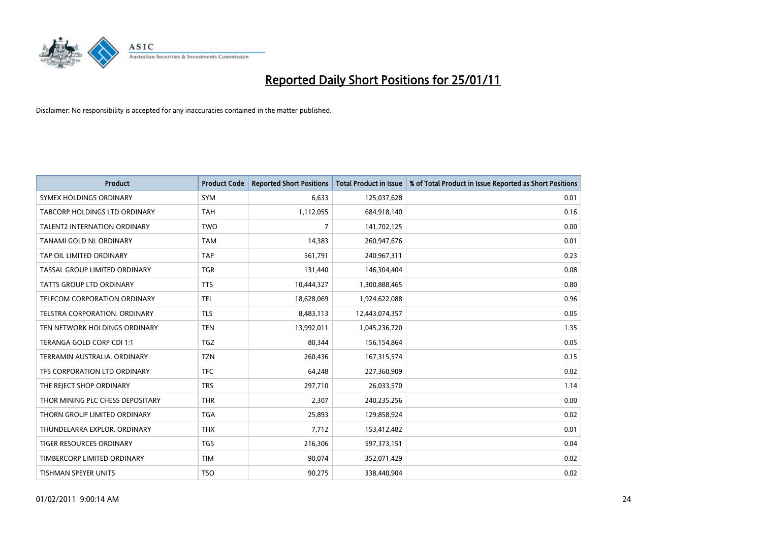# Reported Daily Short Positions for 25/01/11

Disclaimer: No responsibility is accepted for any inaccuracies contained in the matter published.

| Product | Product Code | Reported Short Positions | Total Product in Issue | % of Total Product in Issue Reported as Short Positions |
|---|---|---|---|---|
| SYMEX HOLDINGS ORDINARY | SYM | 6,633 | 125,037,628 | 0.01 |
| TABCORP HOLDINGS LTD ORDINARY | TAH | 1,112,055 | 684,918,140 | 0.16 |
| TALENT2 INTERNATION ORDINARY | TWO | 7 | 141,702,125 | 0.00 |
| TANAMI GOLD NL ORDINARY | TAM | 14,383 | 260,947,676 | 0.01 |
| TAP OIL LIMITED ORDINARY | TAP | 561,791 | 240,967,311 | 0.23 |
| TASSAL GROUP LIMITED ORDINARY | TGR | 131,440 | 146,304,404 | 0.08 |
| TATTS GROUP LTD ORDINARY | TTS | 10,444,327 | 1,300,888,465 | 0.80 |
| TELECOM CORPORATION ORDINARY | TEL | 18,628,069 | 1,924,622,088 | 0.96 |
| TELSTRA CORPORATION. ORDINARY | TLS | 8,483,113 | 12,443,074,357 | 0.05 |
| TEN NETWORK HOLDINGS ORDINARY | TEN | 13,992,011 | 1,045,236,720 | 1.35 |
| TERANGA GOLD CORP CDI 1:1 | TGZ | 80,344 | 156,154,864 | 0.05 |
| TERRAMIN AUSTRALIA. ORDINARY | TZN | 260,436 | 167,315,574 | 0.15 |
| TFS CORPORATION LTD ORDINARY | TFC | 64,248 | 227,360,909 | 0.02 |
| THE REJECT SHOP ORDINARY | TRS | 297,710 | 26,033,570 | 1.14 |
| THOR MINING PLC CHESS DEPOSITARY | THR | 2,307 | 240,235,256 | 0.00 |
| THORN GROUP LIMITED ORDINARY | TGA | 25,893 | 129,858,924 | 0.02 |
| THUNDELARRA EXPLOR. ORDINARY | THX | 7,712 | 153,412,482 | 0.01 |
| TIGER RESOURCES ORDINARY | TGS | 216,306 | 597,373,151 | 0.04 |
| TIMBERCORP LIMITED ORDINARY | TIM | 90,074 | 352,071,429 | 0.02 |
| TISHMAN SPEYER UNITS | TSO | 90,275 | 338,440,904 | 0.02 |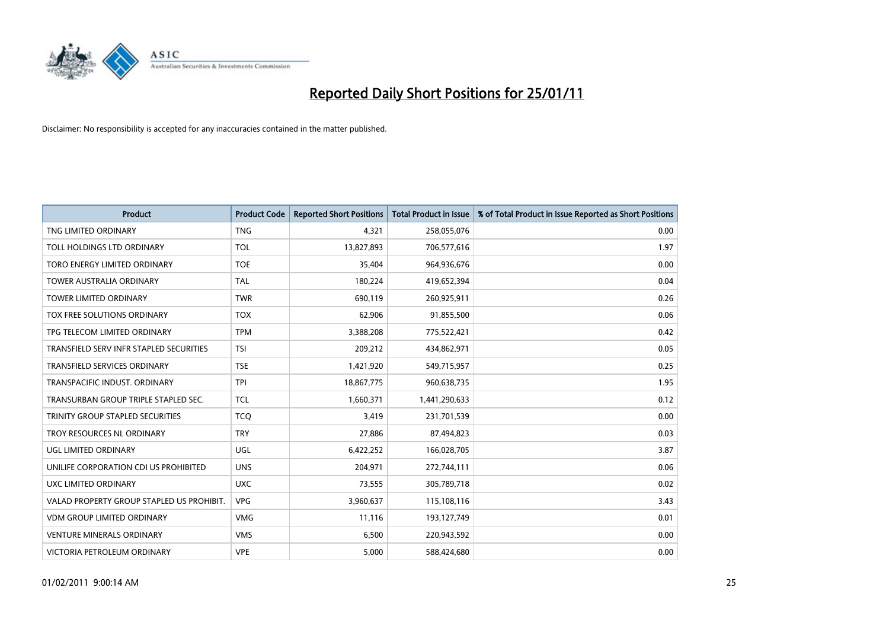# Reported Daily Short Positions for 25/01/11

Disclaimer: No responsibility is accepted for any inaccuracies contained in the matter published.

| Product | Product Code | Reported Short Positions | Total Product in Issue | % of Total Product in Issue Reported as Short Positions |
| --- | --- | --- | --- | --- |
| TNG LIMITED ORDINARY | TNG | 4,321 | 258,055,076 | 0.00 |
| TOLL HOLDINGS LTD ORDINARY | TOL | 13,827,893 | 706,577,616 | 1.97 |
| TORO ENERGY LIMITED ORDINARY | TOE | 35,404 | 964,936,676 | 0.00 |
| TOWER AUSTRALIA ORDINARY | TAL | 180,224 | 419,652,394 | 0.04 |
| TOWER LIMITED ORDINARY | TWR | 690,119 | 260,925,911 | 0.26 |
| TOX FREE SOLUTIONS ORDINARY | TOX | 62,906 | 91,855,500 | 0.06 |
| TPG TELECOM LIMITED ORDINARY | TPM | 3,388,208 | 775,522,421 | 0.42 |
| TRANSFIELD SERV INFR STAPLED SECURITIES | TSI | 209,212 | 434,862,971 | 0.05 |
| TRANSFIELD SERVICES ORDINARY | TSE | 1,421,920 | 549,715,957 | 0.25 |
| TRANSPACIFIC INDUST. ORDINARY | TPI | 18,867,775 | 960,638,735 | 1.95 |
| TRANSURBAN GROUP TRIPLE STAPLED SEC. | TCL | 1,660,371 | 1,441,290,633 | 0.12 |
| TRINITY GROUP STAPLED SECURITIES | TCQ | 3,419 | 231,701,539 | 0.00 |
| TROY RESOURCES NL ORDINARY | TRY | 27,886 | 87,494,823 | 0.03 |
| UGL LIMITED ORDINARY | UGL | 6,422,252 | 166,028,705 | 3.87 |
| UNILIFE CORPORATION CDI US PROHIBITED | UNS | 204,971 | 272,744,111 | 0.06 |
| UXC LIMITED ORDINARY | UXC | 73,555 | 305,789,718 | 0.02 |
| VALAD PROPERTY GROUP STAPLED US PROHIBIT. | VPG | 3,960,637 | 115,108,116 | 3.43 |
| VDM GROUP LIMITED ORDINARY | VMG | 11,116 | 193,127,749 | 0.01 |
| VENTURE MINERALS ORDINARY | VMS | 6,500 | 220,943,592 | 0.00 |
| VICTORIA PETROLEUM ORDINARY | VPE | 5,000 | 588,424,680 | 0.00 |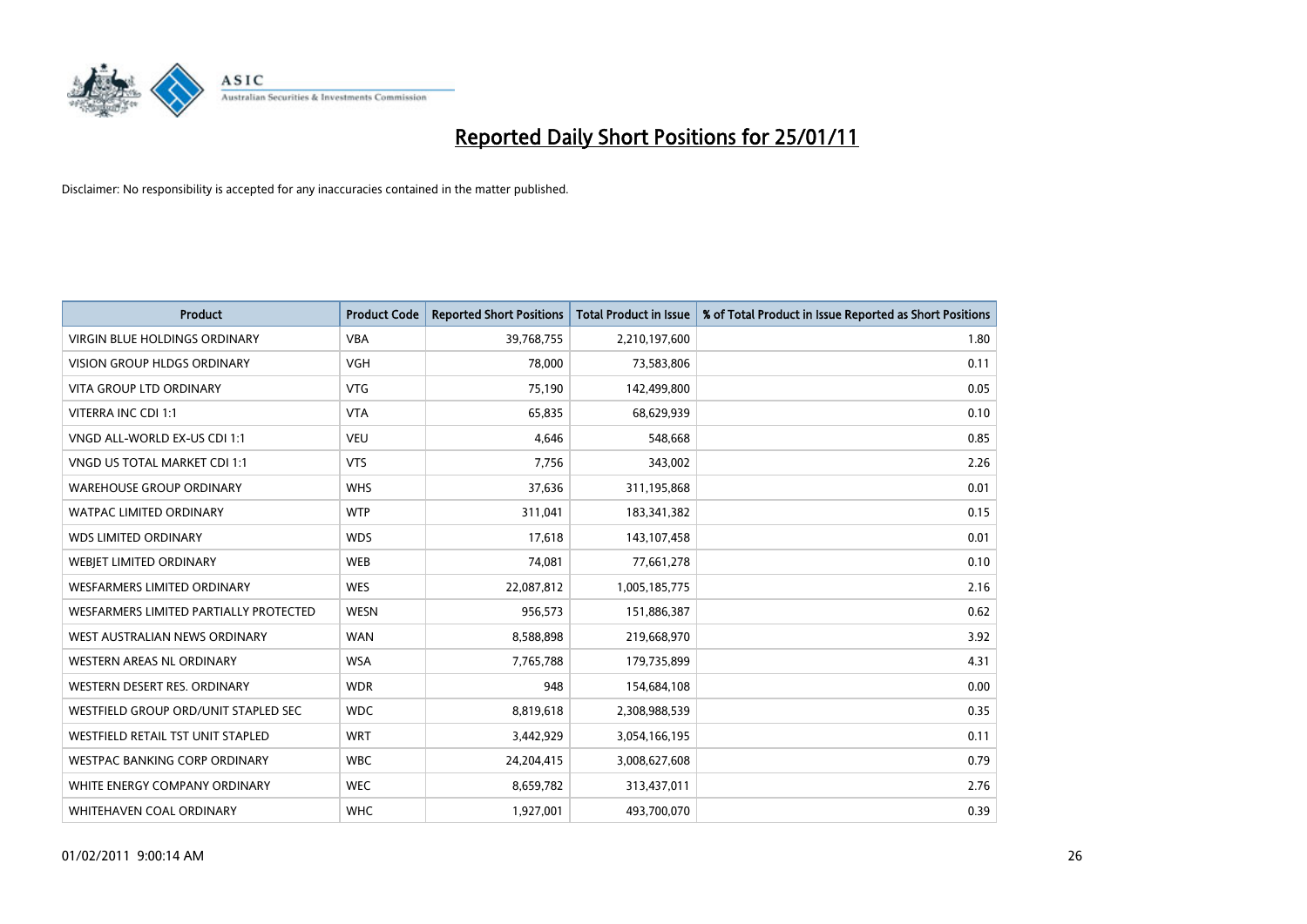# Reported Daily Short Positions for 25/01/11

Disclaimer: No responsibility is accepted for any inaccuracies contained in the matter published.

| Product | Product Code | Reported Short Positions | Total Product in Issue | % of Total Product in Issue Reported as Short Positions |
| --- | --- | --- | --- | --- |
| VIRGIN BLUE HOLDINGS ORDINARY | VBA | 39,768,755 | 2,210,197,600 | 1.80 |
| VISION GROUP HLDGS ORDINARY | VGH | 78,000 | 73,583,806 | 0.11 |
| VITA GROUP LTD ORDINARY | VTG | 75,190 | 142,499,800 | 0.05 |
| VITERRA INC CDI 1:1 | VTA | 65,835 | 68,629,939 | 0.10 |
| VNGD ALL-WORLD EX-US CDI 1:1 | VEU | 4,646 | 548,668 | 0.85 |
| VNGD US TOTAL MARKET CDI 1:1 | VTS | 7,756 | 343,002 | 2.26 |
| WAREHOUSE GROUP ORDINARY | WHS | 37,636 | 311,195,868 | 0.01 |
| WATPAC LIMITED ORDINARY | WTP | 311,041 | 183,341,382 | 0.15 |
| WDS LIMITED ORDINARY | WDS | 17,618 | 143,107,458 | 0.01 |
| WEBJET LIMITED ORDINARY | WEB | 74,081 | 77,661,278 | 0.10 |
| WESFARMERS LIMITED ORDINARY | WES | 22,087,812 | 1,005,185,775 | 2.16 |
| WESFARMERS LIMITED PARTIALLY PROTECTED | WESN | 956,573 | 151,886,387 | 0.62 |
| WEST AUSTRALIAN NEWS ORDINARY | WAN | 8,588,898 | 219,668,970 | 3.92 |
| WESTERN AREAS NL ORDINARY | WSA | 7,765,788 | 179,735,899 | 4.31 |
| WESTERN DESERT RES. ORDINARY | WDR | 948 | 154,684,108 | 0.00 |
| WESTFIELD GROUP ORD/UNIT STAPLED SEC | WDC | 8,819,618 | 2,308,988,539 | 0.35 |
| WESTFIELD RETAIL TST UNIT STAPLED | WRT | 3,442,929 | 3,054,166,195 | 0.11 |
| WESTPAC BANKING CORP ORDINARY | WBC | 24,204,415 | 3,008,627,608 | 0.79 |
| WHITE ENERGY COMPANY ORDINARY | WEC | 8,659,782 | 313,437,011 | 2.76 |
| WHITEHAVEN COAL ORDINARY | WHC | 1,927,001 | 493,700,070 | 0.39 |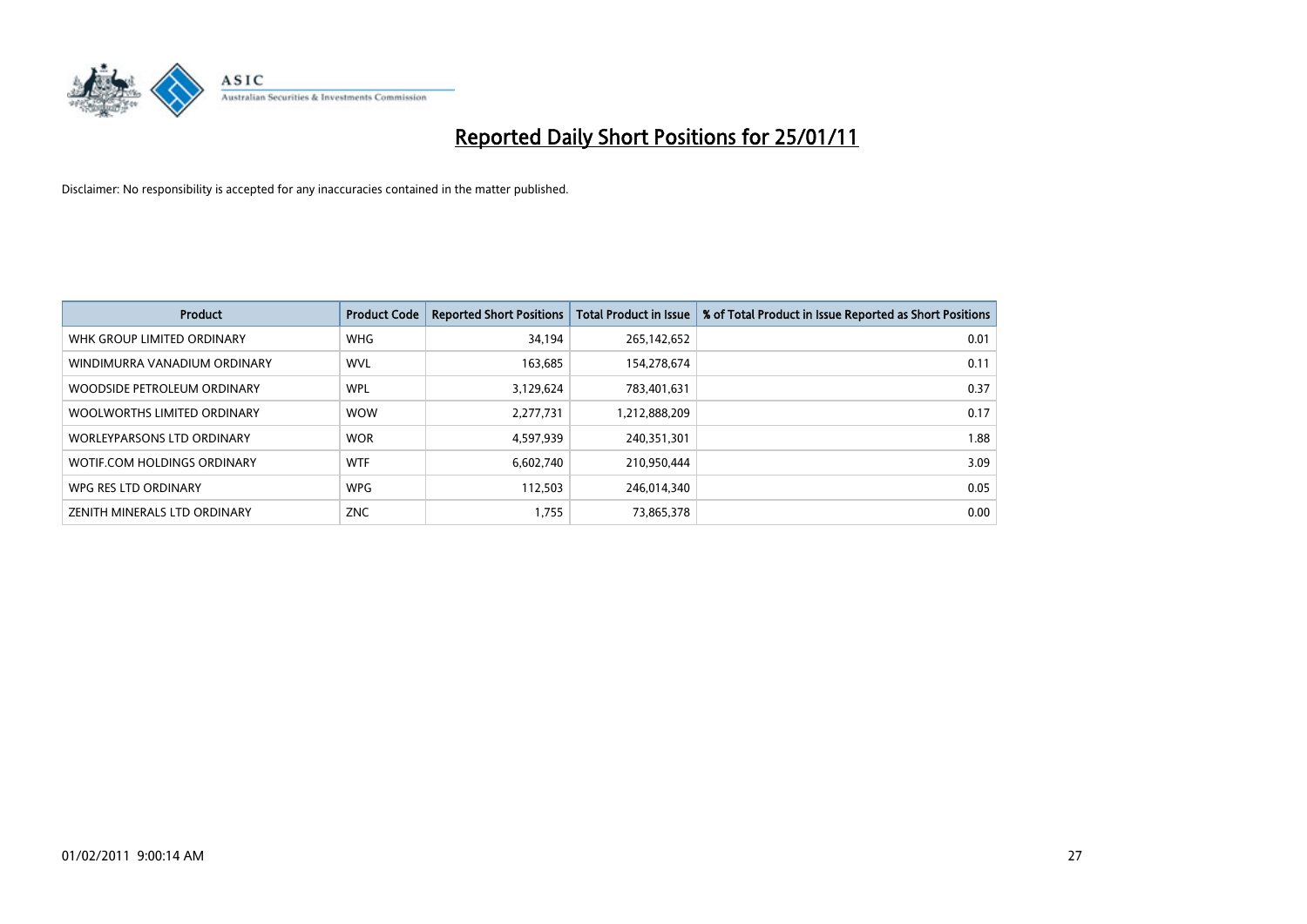# Reported Daily Short Positions for 25/01/11

Disclaimer: No responsibility is accepted for any inaccuracies contained in the matter published.

| Product | Product Code | Reported Short Positions | Total Product in Issue | % of Total Product in Issue Reported as Short Positions |
|---|---|---|---|---|
| WHK GROUP LIMITED ORDINARY | WHG | 34,194 | 265,142,652 | 0.01 |
| WINDIMURRA VANADIUM ORDINARY | WVL | 163,685 | 154,278,674 | 0.11 |
| WOODSIDE PETROLEUM ORDINARY | WPL | 3,129,624 | 783,401,631 | 0.37 |
| WOOLWORTHS LIMITED ORDINARY | WOW | 2,277,731 | 1,212,888,209 | 0.17 |
| WORLEYPARSONS LTD ORDINARY | WOR | 4,597,939 | 240,351,301 | 1.88 |
| WOTIF.COM HOLDINGS ORDINARY | WTF | 6,602,740 | 210,950,444 | 3.09 |
| WPG RES LTD ORDINARY | WPG | 112,503 | 246,014,340 | 0.05 |
| ZENITH MINERALS LTD ORDINARY | ZNC | 1,755 | 73,865,378 | 0.00 |